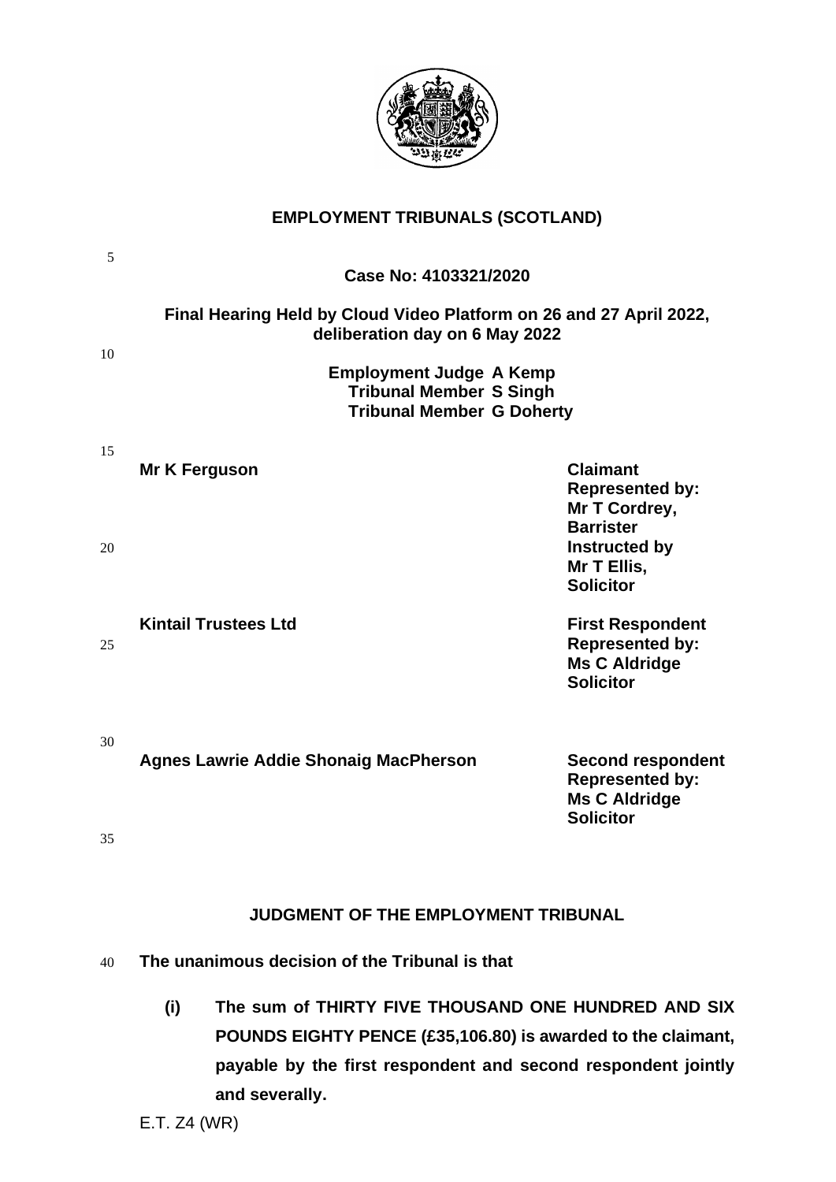# EMPLOYMENT TRIBUNALS (SCOTLAND)

**Case No: 4103321/2020**

**Final Hearing Held by Cloud Video Platform on 26 and 27 April 2022, deliberation day on 6 May 2022**

**Employment Judge A Kemp**
**Tribunal Member S Singh**
**Tribunal Member G Doherty**

| | |
|---|---|
| **Mr K Ferguson** | **Claimant**<br>**Represented by:**<br>**Mr T Cordrey,**<br>**Barrister**<br>**Instructed by**<br>**Mr T Ellis,**<br>**Solicitor** |
| **Kintail Trustees Ltd** | **First Respondent**<br>**Represented by:**<br>**Ms C Aldridge**<br>**Solicitor** |
| **Agnes Lawrie Addie Shonaig MacPherson** | **Second respondent**<br>**Represented by:**<br>**Ms C Aldridge**<br>**Solicitor** |

## JUDGMENT OF THE EMPLOYMENT TRIBUNAL

**The unanimous decision of the Tribunal is that**

**(i) The sum of THIRTY FIVE THOUSAND ONE HUNDRED AND SIX POUNDS EIGHTY PENCE (£35,106.80) is awarded to the claimant, payable by the first respondent and second respondent jointly and severally.**

E.T. Z4 (WR)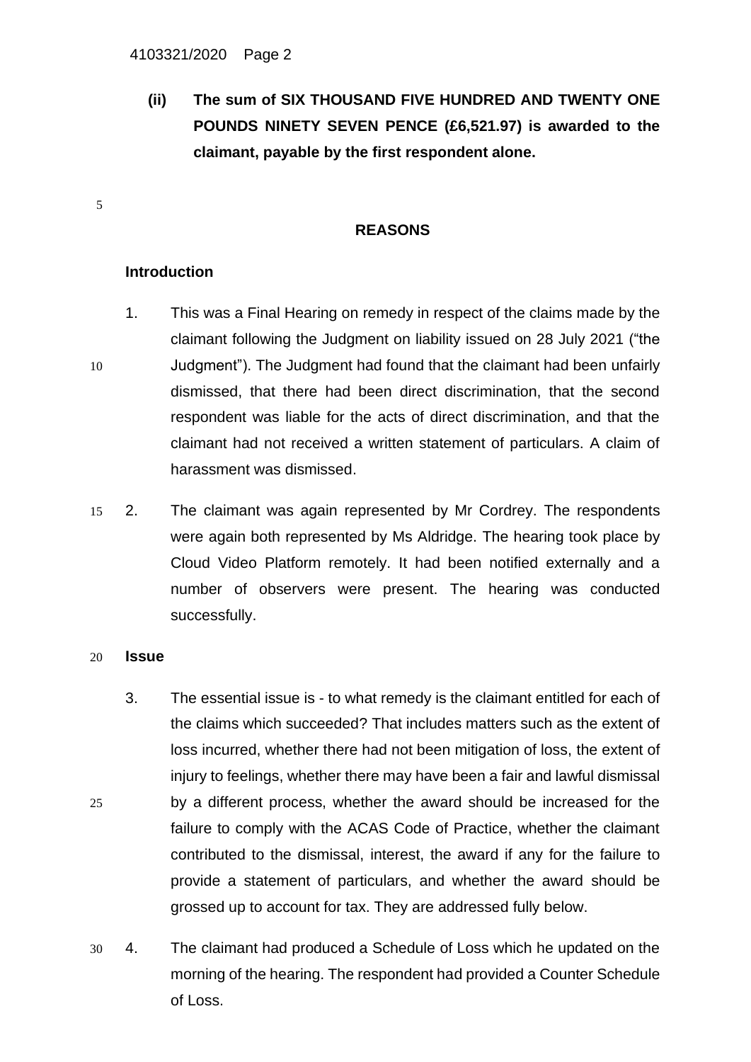**(ii) The sum of SIX THOUSAND FIVE HUNDRED AND TWENTY ONE POUNDS NINETY SEVEN PENCE (£6,521.97) is awarded to the claimant, payable by the first respondent alone.**

## REASONS

### Introduction

1. This was a Final Hearing on remedy in respect of the claims made by the claimant following the Judgment on liability issued on 28 July 2021 ("the Judgment"). The Judgment had found that the claimant had been unfairly dismissed, that there had been direct discrimination, that the second respondent was liable for the acts of direct discrimination, and that the claimant had not received a written statement of particulars. A claim of harassment was dismissed.

2. The claimant was again represented by Mr Cordrey. The respondents were again both represented by Ms Aldridge. The hearing took place by Cloud Video Platform remotely. It had been notified externally and a number of observers were present. The hearing was conducted successfully.

### Issue

3. The essential issue is - to what remedy is the claimant entitled for each of the claims which succeeded? That includes matters such as the extent of loss incurred, whether there had not been mitigation of loss, the extent of injury to feelings, whether there may have been a fair and lawful dismissal by a different process, whether the award should be increased for the failure to comply with the ACAS Code of Practice, whether the claimant contributed to the dismissal, interest, the award if any for the failure to provide a statement of particulars, and whether the award should be grossed up to account for tax. They are addressed fully below.

4. The claimant had produced a Schedule of Loss which he updated on the morning of the hearing. The respondent had provided a Counter Schedule of Loss.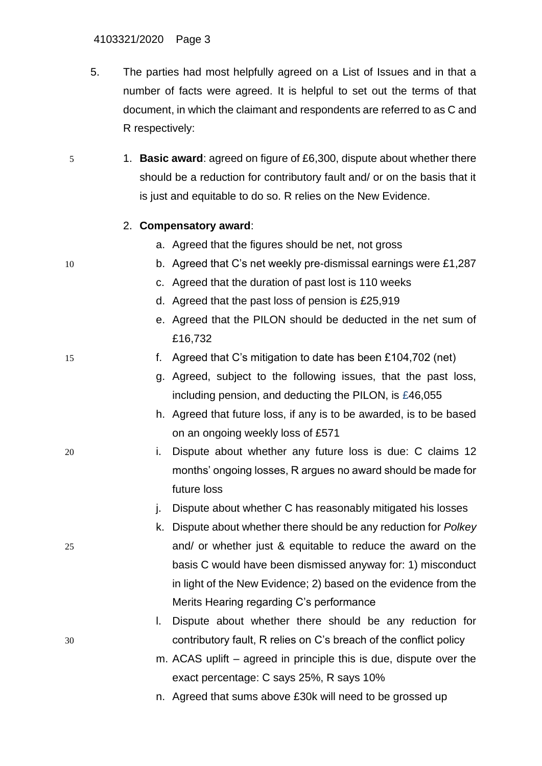5. The parties had most helpfully agreed on a List of Issues and in that a number of facts were agreed. It is helpful to set out the terms of that document, in which the claimant and respondents are referred to as C and R respectively:

   1. **Basic award**: agreed on figure of £6,300, dispute about whether there should be a reduction for contributory fault and/ or on the basis that it is just and equitable to do so. R relies on the New Evidence.

   2. **Compensatory award**:

      a. Agreed that the figures should be net, not gross

      b. Agreed that C's net weekly pre-dismissal earnings were £1,287

      c. Agreed that the duration of past lost is 110 weeks

      d. Agreed that the past loss of pension is £25,919

      e. Agreed that the PILON should be deducted in the net sum of £16,732

      f. Agreed that C's mitigation to date has been £104,702 (net)

      g. Agreed, subject to the following issues, that the past loss, including pension, and deducting the PILON, is £46,055

      h. Agreed that future loss, if any is to be awarded, is to be based on an ongoing weekly loss of £571

      i. Dispute about whether any future loss is due: C claims 12 months' ongoing losses, R argues no award should be made for future loss

      j. Dispute about whether C has reasonably mitigated his losses

      k. Dispute about whether there should be any reduction for *Polkey* and/ or whether just & equitable to reduce the award on the basis C would have been dismissed anyway for: 1) misconduct in light of the New Evidence; 2) based on the evidence from the Merits Hearing regarding C's performance

      l. Dispute about whether there should be any reduction for contributory fault, R relies on C's breach of the conflict policy

      m. ACAS uplift – agreed in principle this is due, dispute over the exact percentage: C says 25%, R says 10%

      n. Agreed that sums above £30k will need to be grossed up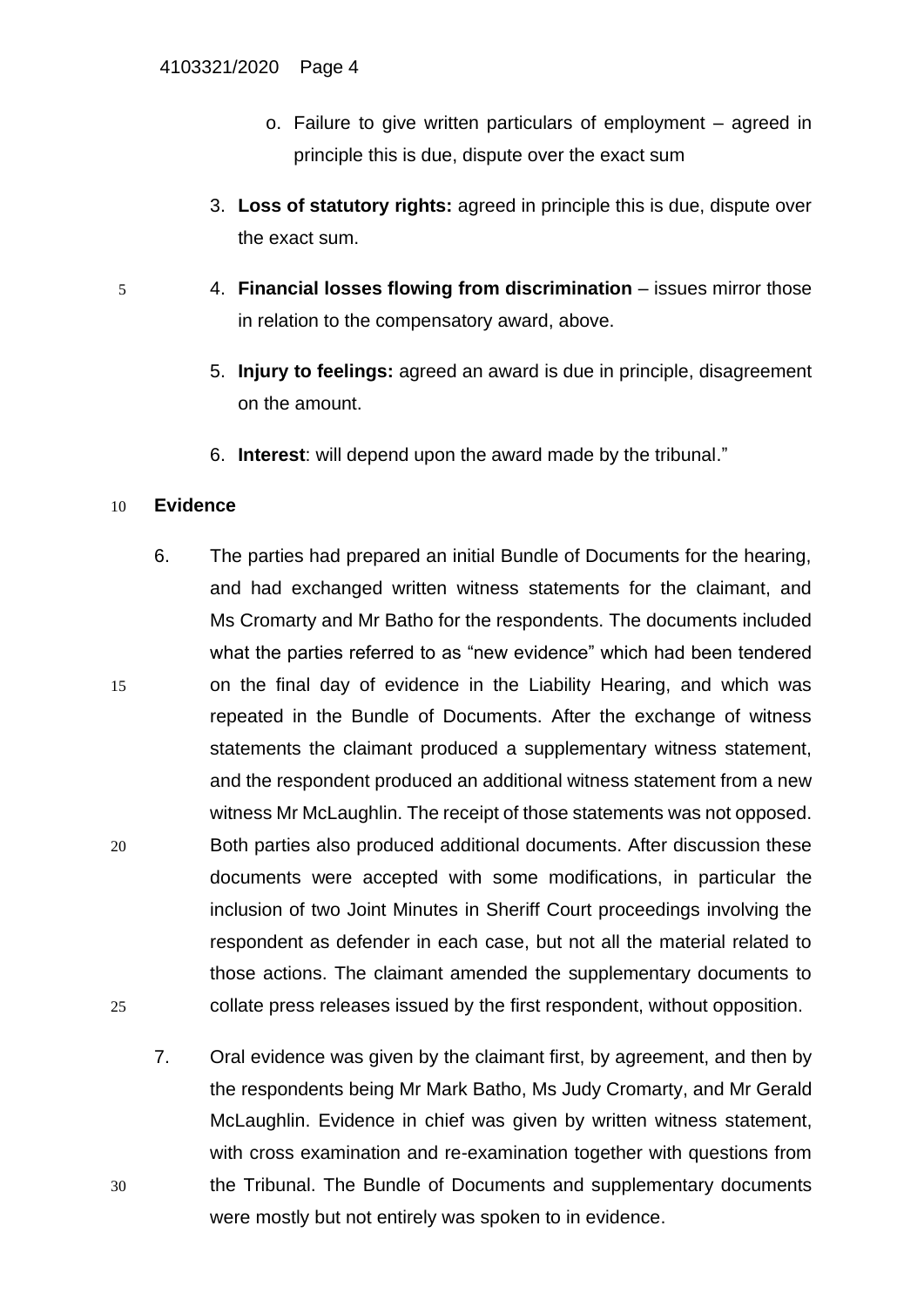o. Failure to give written particulars of employment – agreed in principle this is due, dispute over the exact sum

3. **Loss of statutory rights:** agreed in principle this is due, dispute over the exact sum.

4. **Financial losses flowing from discrimination** – issues mirror those in relation to the compensatory award, above.

5. **Injury to feelings:** agreed an award is due in principle, disagreement on the amount.

6. **Interest**: will depend upon the award made by the tribunal."

## Evidence

6. The parties had prepared an initial Bundle of Documents for the hearing, and had exchanged written witness statements for the claimant, and Ms Cromarty and Mr Batho for the respondents. The documents included what the parties referred to as "new evidence" which had been tendered on the final day of evidence in the Liability Hearing, and which was repeated in the Bundle of Documents. After the exchange of witness statements the claimant produced a supplementary witness statement, and the respondent produced an additional witness statement from a new witness Mr McLaughlin. The receipt of those statements was not opposed. Both parties also produced additional documents. After discussion these documents were accepted with some modifications, in particular the inclusion of two Joint Minutes in Sheriff Court proceedings involving the respondent as defender in each case, but not all the material related to those actions. The claimant amended the supplementary documents to collate press releases issued by the first respondent, without opposition.

7. Oral evidence was given by the claimant first, by agreement, and then by the respondents being Mr Mark Batho, Ms Judy Cromarty, and Mr Gerald McLaughlin. Evidence in chief was given by written witness statement, with cross examination and re-examination together with questions from the Tribunal. The Bundle of Documents and supplementary documents were mostly but not entirely was spoken to in evidence.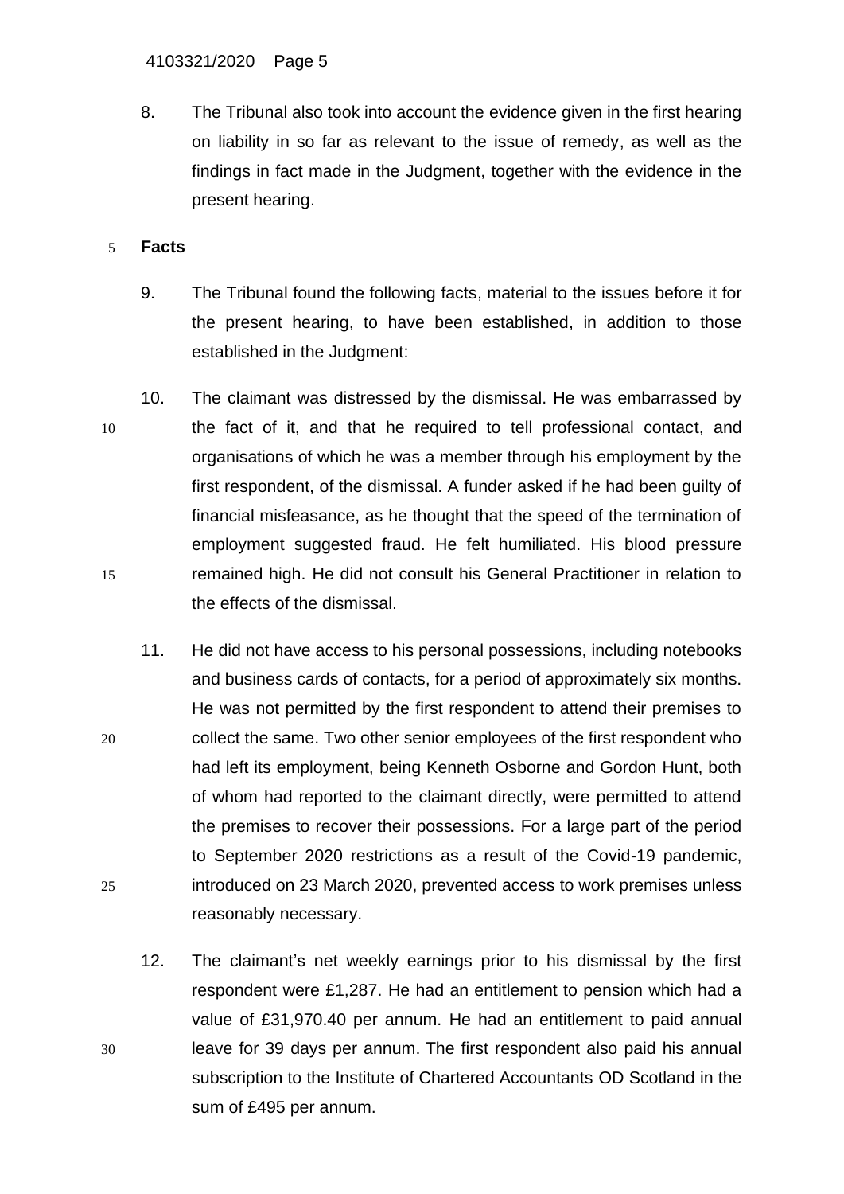8. The Tribunal also took into account the evidence given in the first hearing on liability in so far as relevant to the issue of remedy, as well as the findings in fact made in the Judgment, together with the evidence in the present hearing.

**Facts**

9. The Tribunal found the following facts, material to the issues before it for the present hearing, to have been established, in addition to those established in the Judgment:

10. The claimant was distressed by the dismissal. He was embarrassed by the fact of it, and that he required to tell professional contact, and organisations of which he was a member through his employment by the first respondent, of the dismissal. A funder asked if he had been guilty of financial misfeasance, as he thought that the speed of the termination of employment suggested fraud. He felt humiliated. His blood pressure remained high. He did not consult his General Practitioner in relation to the effects of the dismissal.

11. He did not have access to his personal possessions, including notebooks and business cards of contacts, for a period of approximately six months. He was not permitted by the first respondent to attend their premises to collect the same. Two other senior employees of the first respondent who had left its employment, being Kenneth Osborne and Gordon Hunt, both of whom had reported to the claimant directly, were permitted to attend the premises to recover their possessions. For a large part of the period to September 2020 restrictions as a result of the Covid-19 pandemic, introduced on 23 March 2020, prevented access to work premises unless reasonably necessary.

12. The claimant's net weekly earnings prior to his dismissal by the first respondent were £1,287. He had an entitlement to pension which had a value of £31,970.40 per annum. He had an entitlement to paid annual leave for 39 days per annum. The first respondent also paid his annual subscription to the Institute of Chartered Accountants OD Scotland in the sum of £495 per annum.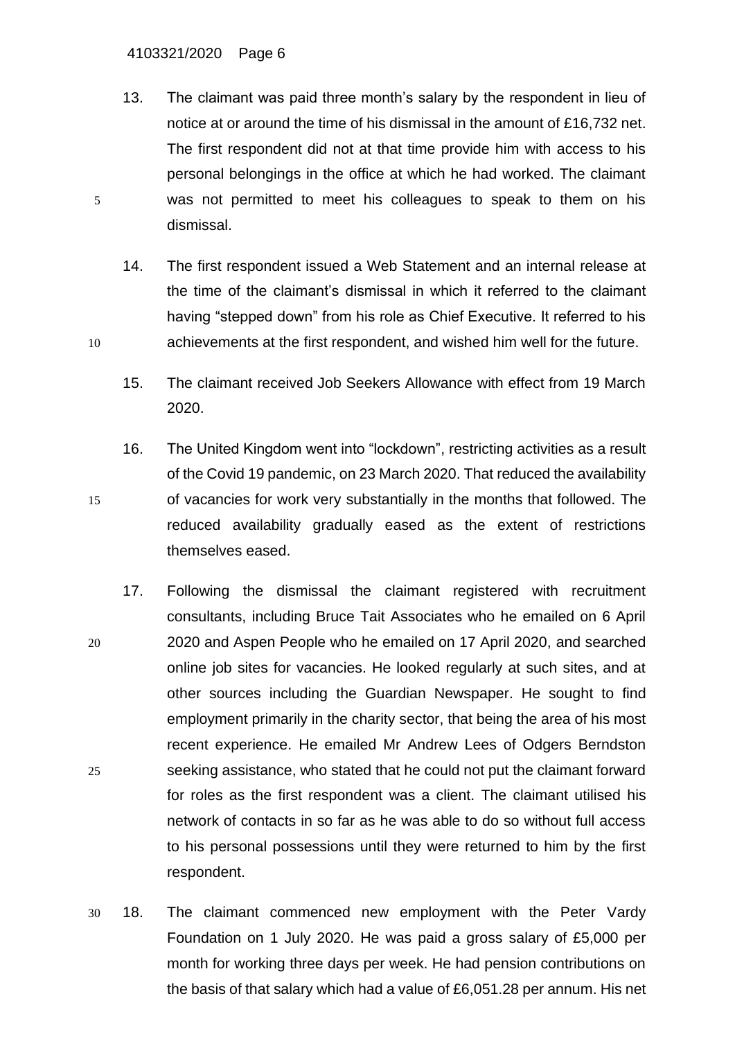13. The claimant was paid three month's salary by the respondent in lieu of notice at or around the time of his dismissal in the amount of £16,732 net. The first respondent did not at that time provide him with access to his personal belongings in the office at which he had worked. The claimant was not permitted to meet his colleagues to speak to them on his dismissal.

14. The first respondent issued a Web Statement and an internal release at the time of the claimant's dismissal in which it referred to the claimant having "stepped down" from his role as Chief Executive. It referred to his achievements at the first respondent, and wished him well for the future.

15. The claimant received Job Seekers Allowance with effect from 19 March 2020.

16. The United Kingdom went into "lockdown", restricting activities as a result of the Covid 19 pandemic, on 23 March 2020. That reduced the availability of vacancies for work very substantially in the months that followed. The reduced availability gradually eased as the extent of restrictions themselves eased.

17. Following the dismissal the claimant registered with recruitment consultants, including Bruce Tait Associates who he emailed on 6 April 2020 and Aspen People who he emailed on 17 April 2020, and searched online job sites for vacancies. He looked regularly at such sites, and at other sources including the Guardian Newspaper. He sought to find employment primarily in the charity sector, that being the area of his most recent experience. He emailed Mr Andrew Lees of Odgers Berndston seeking assistance, who stated that he could not put the claimant forward for roles as the first respondent was a client. The claimant utilised his network of contacts in so far as he was able to do so without full access to his personal possessions until they were returned to him by the first respondent.

18. The claimant commenced new employment with the Peter Vardy Foundation on 1 July 2020. He was paid a gross salary of £5,000 per month for working three days per week. He had pension contributions on the basis of that salary which had a value of £6,051.28 per annum. His net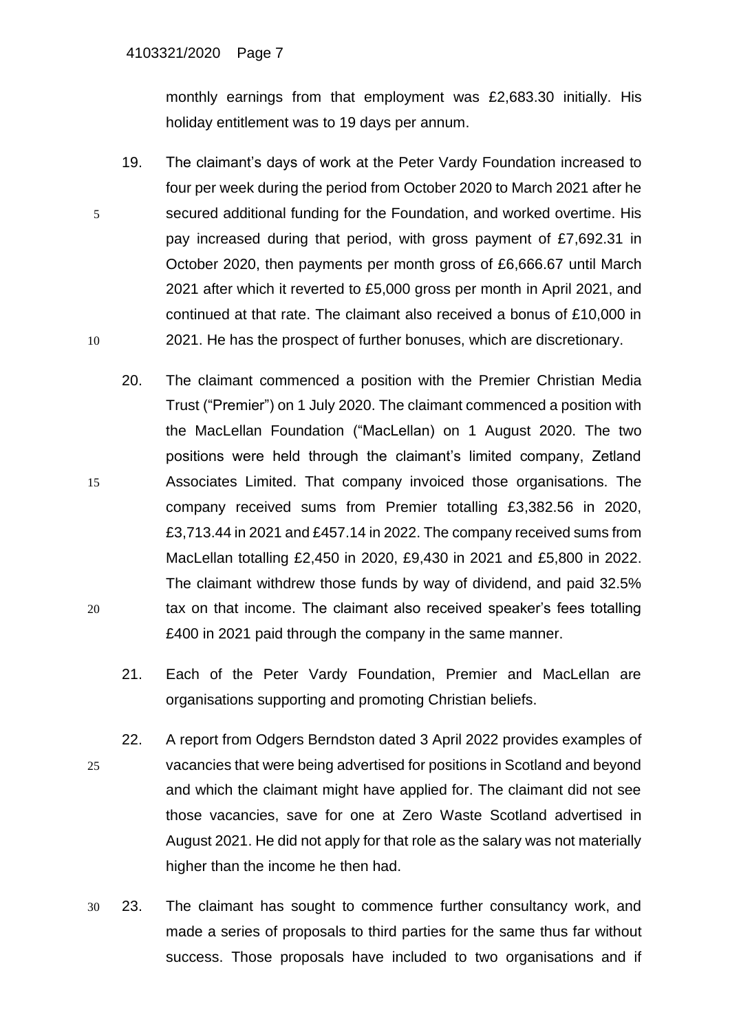monthly earnings from that employment was £2,683.30 initially. His holiday entitlement was to 19 days per annum.

19. The claimant's days of work at the Peter Vardy Foundation increased to four per week during the period from October 2020 to March 2021 after he secured additional funding for the Foundation, and worked overtime. His pay increased during that period, with gross payment of £7,692.31 in October 2020, then payments per month gross of £6,666.67 until March 2021 after which it reverted to £5,000 gross per month in April 2021, and continued at that rate. The claimant also received a bonus of £10,000 in 2021. He has the prospect of further bonuses, which are discretionary.

20. The claimant commenced a position with the Premier Christian Media Trust ("Premier") on 1 July 2020. The claimant commenced a position with the MacLellan Foundation ("MacLellan) on 1 August 2020. The two positions were held through the claimant's limited company, Zetland Associates Limited. That company invoiced those organisations. The company received sums from Premier totalling £3,382.56 in 2020, £3,713.44 in 2021 and £457.14 in 2022. The company received sums from MacLellan totalling £2,450 in 2020, £9,430 in 2021 and £5,800 in 2022. The claimant withdrew those funds by way of dividend, and paid 32.5% tax on that income. The claimant also received speaker's fees totalling £400 in 2021 paid through the company in the same manner.

21. Each of the Peter Vardy Foundation, Premier and MacLellan are organisations supporting and promoting Christian beliefs.

22. A report from Odgers Berndston dated 3 April 2022 provides examples of vacancies that were being advertised for positions in Scotland and beyond and which the claimant might have applied for. The claimant did not see those vacancies, save for one at Zero Waste Scotland advertised in August 2021. He did not apply for that role as the salary was not materially higher than the income he then had.

23. The claimant has sought to commence further consultancy work, and made a series of proposals to third parties for the same thus far without success. Those proposals have included to two organisations and if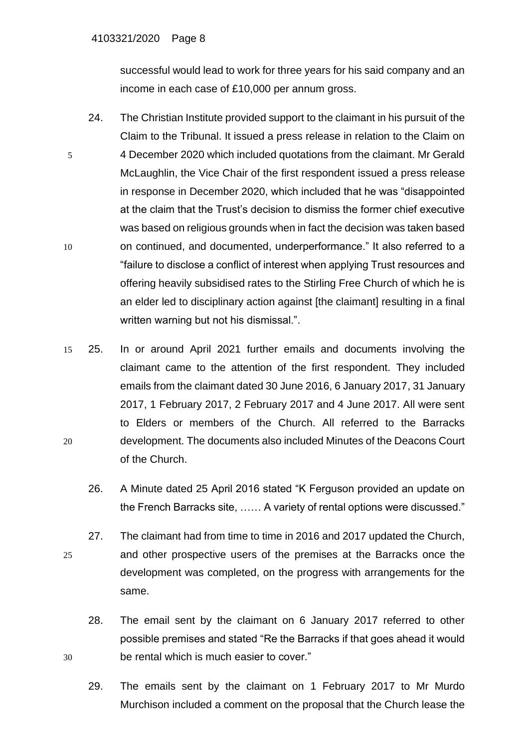successful would lead to work for three years for his said company and an income in each case of £10,000 per annum gross.

24. The Christian Institute provided support to the claimant in his pursuit of the Claim to the Tribunal. It issued a press release in relation to the Claim on 4 December 2020 which included quotations from the claimant. Mr Gerald McLaughlin, the Vice Chair of the first respondent issued a press release in response in December 2020, which included that he was "disappointed at the claim that the Trust's decision to dismiss the former chief executive was based on religious grounds when in fact the decision was taken based on continued, and documented, underperformance." It also referred to a "failure to disclose a conflict of interest when applying Trust resources and offering heavily subsidised rates to the Stirling Free Church of which he is an elder led to disciplinary action against [the claimant] resulting in a final written warning but not his dismissal.".

25. In or around April 2021 further emails and documents involving the claimant came to the attention of the first respondent. They included emails from the claimant dated 30 June 2016, 6 January 2017, 31 January 2017, 1 February 2017, 2 February 2017 and 4 June 2017. All were sent to Elders or members of the Church. All referred to the Barracks development. The documents also included Minutes of the Deacons Court of the Church.

26. A Minute dated 25 April 2016 stated "K Ferguson provided an update on the French Barracks site, …… A variety of rental options were discussed."

27. The claimant had from time to time in 2016 and 2017 updated the Church, and other prospective users of the premises at the Barracks once the development was completed, on the progress with arrangements for the same.

28. The email sent by the claimant on 6 January 2017 referred to other possible premises and stated "Re the Barracks if that goes ahead it would be rental which is much easier to cover."

29. The emails sent by the claimant on 1 February 2017 to Mr Murdo Murchison included a comment on the proposal that the Church lease the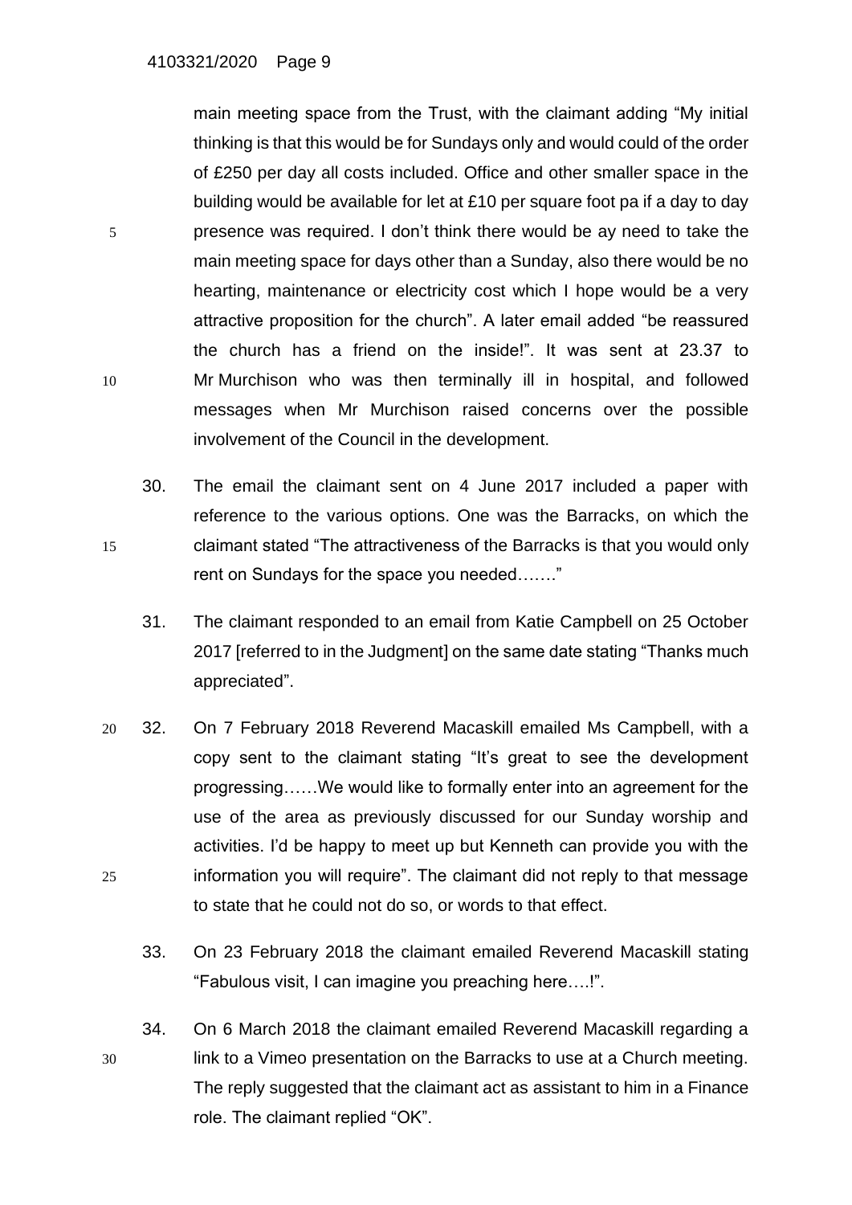main meeting space from the Trust, with the claimant adding "My initial thinking is that this would be for Sundays only and would could of the order of £250 per day all costs included. Office and other smaller space in the building would be available for let at £10 per square foot pa if a day to day presence was required. I don't think there would be ay need to take the main meeting space for days other than a Sunday, also there would be no hearting, maintenance or electricity cost which I hope would be a very attractive proposition for the church". A later email added "be reassured the church has a friend on the inside!". It was sent at 23.37 to Mr Murchison who was then terminally ill in hospital, and followed messages when Mr Murchison raised concerns over the possible involvement of the Council in the development.

30. The email the claimant sent on 4 June 2017 included a paper with reference to the various options. One was the Barracks, on which the claimant stated "The attractiveness of the Barracks is that you would only rent on Sundays for the space you needed……."

31. The claimant responded to an email from Katie Campbell on 25 October 2017 [referred to in the Judgment] on the same date stating "Thanks much appreciated".

32. On 7 February 2018 Reverend Macaskill emailed Ms Campbell, with a copy sent to the claimant stating "It's great to see the development progressing……We would like to formally enter into an agreement for the use of the area as previously discussed for our Sunday worship and activities. I'd be happy to meet up but Kenneth can provide you with the information you will require". The claimant did not reply to that message to state that he could not do so, or words to that effect.

33. On 23 February 2018 the claimant emailed Reverend Macaskill stating "Fabulous visit, I can imagine you preaching here….!".

34. On 6 March 2018 the claimant emailed Reverend Macaskill regarding a link to a Vimeo presentation on the Barracks to use at a Church meeting. The reply suggested that the claimant act as assistant to him in a Finance role. The claimant replied "OK".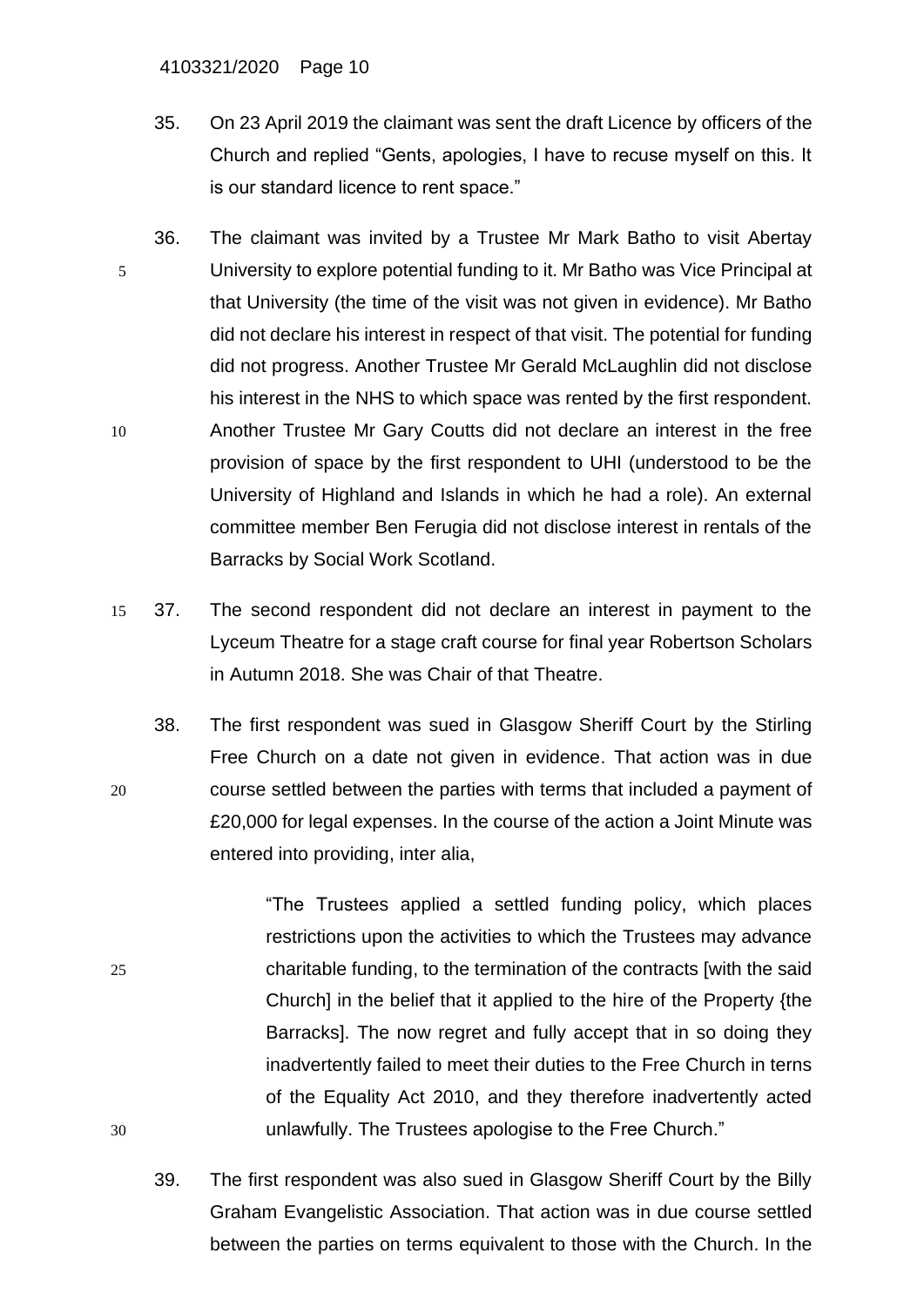35. On 23 April 2019 the claimant was sent the draft Licence by officers of the Church and replied "Gents, apologies, I have to recuse myself on this. It is our standard licence to rent space."

36. The claimant was invited by a Trustee Mr Mark Batho to visit Abertay University to explore potential funding to it. Mr Batho was Vice Principal at that University (the time of the visit was not given in evidence). Mr Batho did not declare his interest in respect of that visit. The potential for funding did not progress. Another Trustee Mr Gerald McLaughlin did not disclose his interest in the NHS to which space was rented by the first respondent. Another Trustee Mr Gary Coutts did not declare an interest in the free provision of space by the first respondent to UHI (understood to be the University of Highland and Islands in which he had a role). An external committee member Ben Ferugia did not disclose interest in rentals of the Barracks by Social Work Scotland.

37. The second respondent did not declare an interest in payment to the Lyceum Theatre for a stage craft course for final year Robertson Scholars in Autumn 2018. She was Chair of that Theatre.

38. The first respondent was sued in Glasgow Sheriff Court by the Stirling Free Church on a date not given in evidence. That action was in due course settled between the parties with terms that included a payment of £20,000 for legal expenses. In the course of the action a Joint Minute was entered into providing, inter alia,

> "The Trustees applied a settled funding policy, which places restrictions upon the activities to which the Trustees may advance charitable funding, to the termination of the contracts [with the said Church] in the belief that it applied to the hire of the Property {the Barracks]. The now regret and fully accept that in so doing they inadvertently failed to meet their duties to the Free Church in terns of the Equality Act 2010, and they therefore inadvertently acted unlawfully. The Trustees apologise to the Free Church."

39. The first respondent was also sued in Glasgow Sheriff Court by the Billy Graham Evangelistic Association. That action was in due course settled between the parties on terms equivalent to those with the Church. In the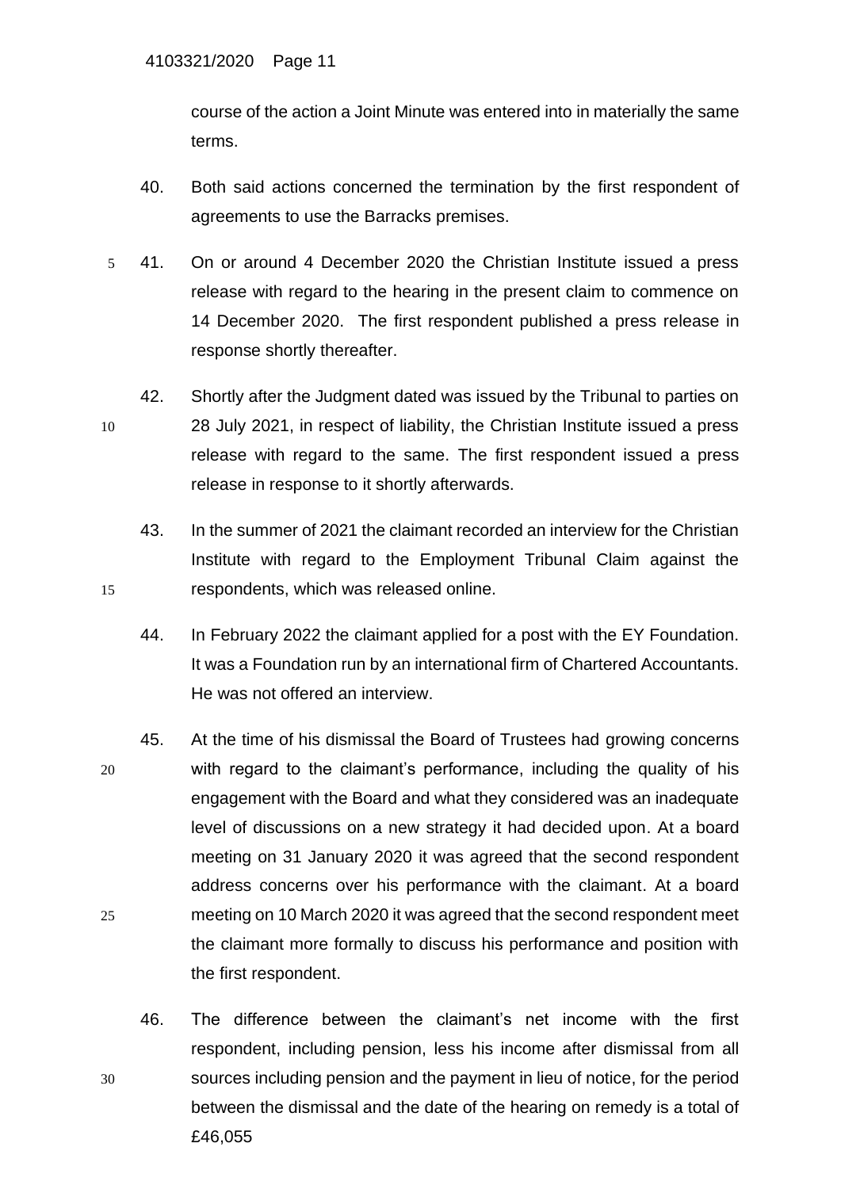course of the action a Joint Minute was entered into in materially the same terms.

40. Both said actions concerned the termination by the first respondent of agreements to use the Barracks premises.

41. On or around 4 December 2020 the Christian Institute issued a press release with regard to the hearing in the present claim to commence on 14 December 2020. The first respondent published a press release in response shortly thereafter.

42. Shortly after the Judgment dated was issued by the Tribunal to parties on 28 July 2021, in respect of liability, the Christian Institute issued a press release with regard to the same. The first respondent issued a press release in response to it shortly afterwards.

43. In the summer of 2021 the claimant recorded an interview for the Christian Institute with regard to the Employment Tribunal Claim against the respondents, which was released online.

44. In February 2022 the claimant applied for a post with the EY Foundation. It was a Foundation run by an international firm of Chartered Accountants. He was not offered an interview.

45. At the time of his dismissal the Board of Trustees had growing concerns with regard to the claimant's performance, including the quality of his engagement with the Board and what they considered was an inadequate level of discussions on a new strategy it had decided upon. At a board meeting on 31 January 2020 it was agreed that the second respondent address concerns over his performance with the claimant. At a board meeting on 10 March 2020 it was agreed that the second respondent meet the claimant more formally to discuss his performance and position with the first respondent.

46. The difference between the claimant's net income with the first respondent, including pension, less his income after dismissal from all sources including pension and the payment in lieu of notice, for the period between the dismissal and the date of the hearing on remedy is a total of £46,055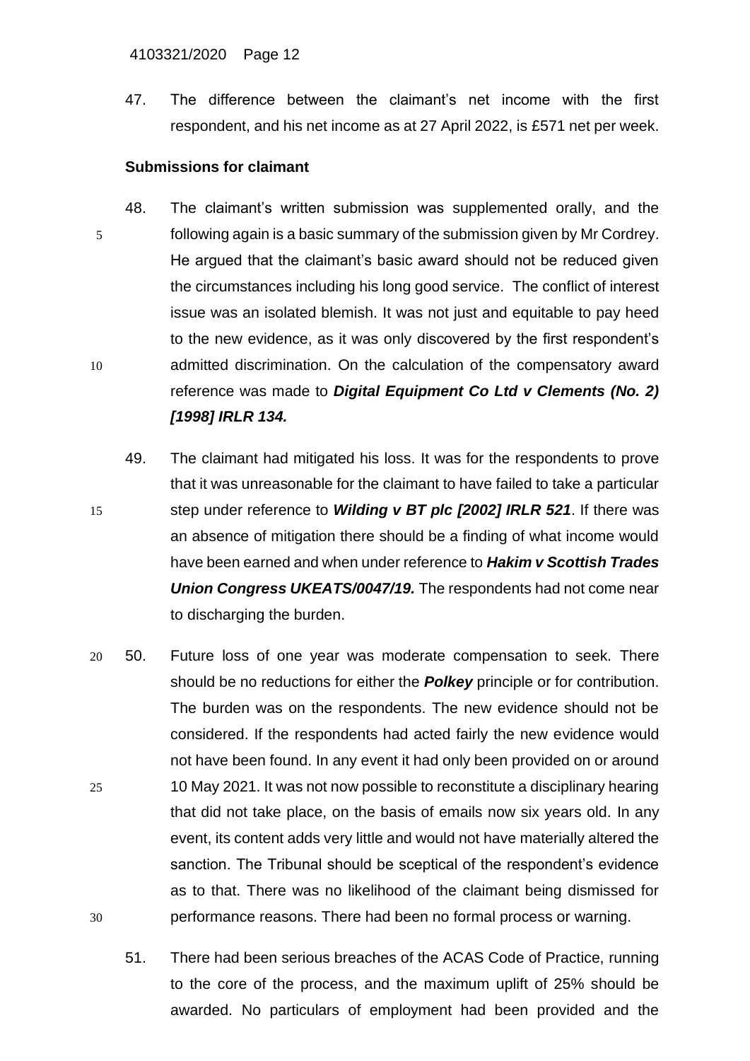47. The difference between the claimant's net income with the first respondent, and his net income as at 27 April 2022, is £571 net per week.

**Submissions for claimant**

48. The claimant's written submission was supplemented orally, and the following again is a basic summary of the submission given by Mr Cordrey. He argued that the claimant's basic award should not be reduced given the circumstances including his long good service. The conflict of interest issue was an isolated blemish. It was not just and equitable to pay heed to the new evidence, as it was only discovered by the first respondent's admitted discrimination. On the calculation of the compensatory award reference was made to ***Digital Equipment Co Ltd v Clements (No. 2) [1998] IRLR 134.***

49. The claimant had mitigated his loss. It was for the respondents to prove that it was unreasonable for the claimant to have failed to take a particular step under reference to ***Wilding v BT plc [2002] IRLR 521***. If there was an absence of mitigation there should be a finding of what income would have been earned and when under reference to ***Hakim v Scottish Trades Union Congress UKEATS/0047/19.*** The respondents had not come near to discharging the burden.

50. Future loss of one year was moderate compensation to seek. There should be no reductions for either the ***Polkey*** principle or for contribution. The burden was on the respondents. The new evidence should not be considered. If the respondents had acted fairly the new evidence would not have been found. In any event it had only been provided on or around 10 May 2021. It was not now possible to reconstitute a disciplinary hearing that did not take place, on the basis of emails now six years old. In any event, its content adds very little and would not have materially altered the sanction. The Tribunal should be sceptical of the respondent's evidence as to that. There was no likelihood of the claimant being dismissed for performance reasons. There had been no formal process or warning.

51. There had been serious breaches of the ACAS Code of Practice, running to the core of the process, and the maximum uplift of 25% should be awarded. No particulars of employment had been provided and the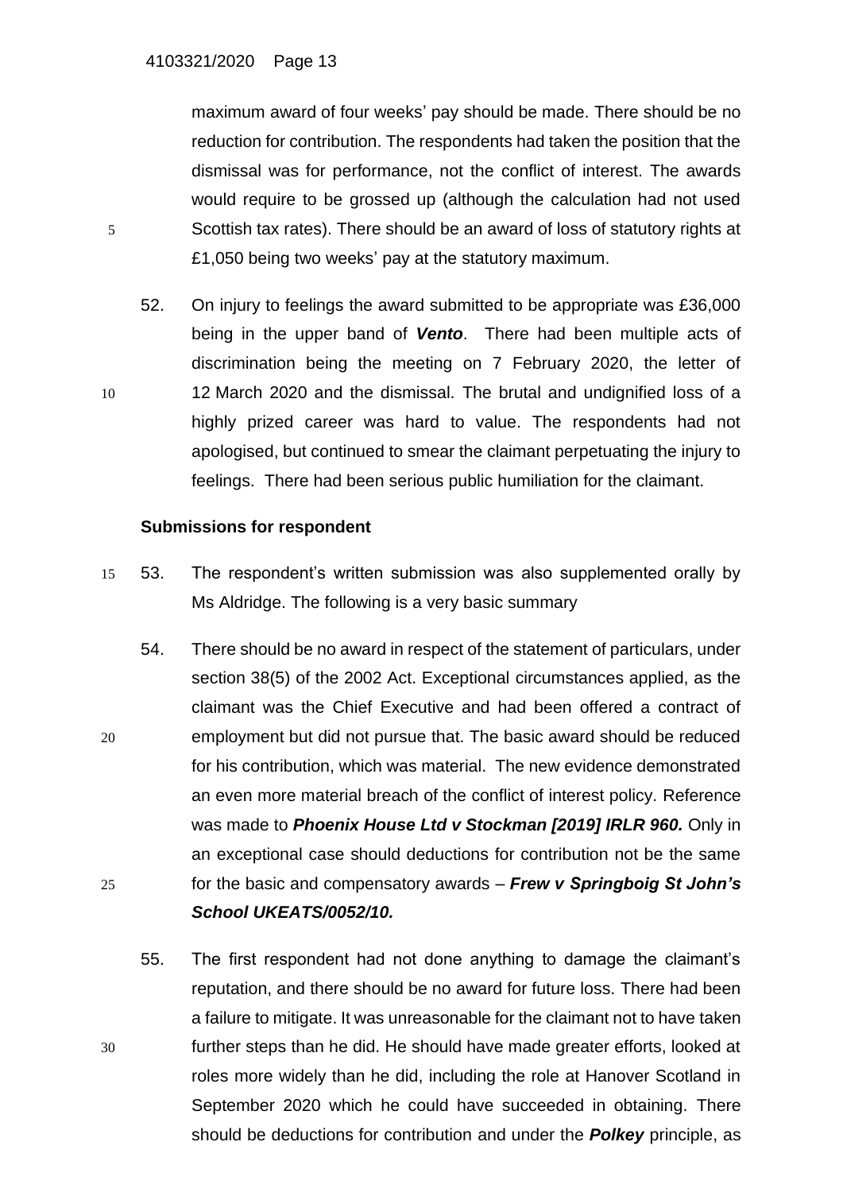maximum award of four weeks' pay should be made. There should be no reduction for contribution. The respondents had taken the position that the dismissal was for performance, not the conflict of interest. The awards would require to be grossed up (although the calculation had not used Scottish tax rates). There should be an award of loss of statutory rights at £1,050 being two weeks' pay at the statutory maximum.

52. On injury to feelings the award submitted to be appropriate was £36,000 being in the upper band of ***Vento***. There had been multiple acts of discrimination being the meeting on 7 February 2020, the letter of 12 March 2020 and the dismissal. The brutal and undignified loss of a highly prized career was hard to value. The respondents had not apologised, but continued to smear the claimant perpetuating the injury to feelings. There had been serious public humiliation for the claimant.

**Submissions for respondent**

53. The respondent's written submission was also supplemented orally by Ms Aldridge. The following is a very basic summary

54. There should be no award in respect of the statement of particulars, under section 38(5) of the 2002 Act. Exceptional circumstances applied, as the claimant was the Chief Executive and had been offered a contract of employment but did not pursue that. The basic award should be reduced for his contribution, which was material. The new evidence demonstrated an even more material breach of the conflict of interest policy. Reference was made to ***Phoenix House Ltd v Stockman [2019] IRLR 960.*** Only in an exceptional case should deductions for contribution not be the same for the basic and compensatory awards – ***Frew v Springboig St John's School UKEATS/0052/10.***

55. The first respondent had not done anything to damage the claimant's reputation, and there should be no award for future loss. There had been a failure to mitigate. It was unreasonable for the claimant not to have taken further steps than he did. He should have made greater efforts, looked at roles more widely than he did, including the role at Hanover Scotland in September 2020 which he could have succeeded in obtaining. There should be deductions for contribution and under the ***Polkey*** principle, as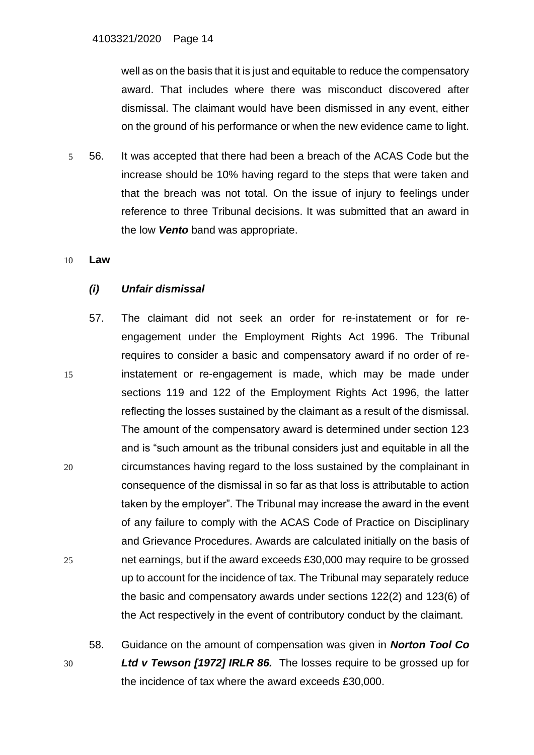well as on the basis that it is just and equitable to reduce the compensatory award. That includes where there was misconduct discovered after dismissal. The claimant would have been dismissed in any event, either on the ground of his performance or when the new evidence came to light.

56. It was accepted that there had been a breach of the ACAS Code but the increase should be 10% having regard to the steps that were taken and that the breach was not total. On the issue of injury to feelings under reference to three Tribunal decisions. It was submitted that an award in the low ***Vento*** band was appropriate.

**Law**

***(i) Unfair dismissal***

57. The claimant did not seek an order for re-instatement or for re-engagement under the Employment Rights Act 1996. The Tribunal requires to consider a basic and compensatory award if no order of re-instatement or re-engagement is made, which may be made under sections 119 and 122 of the Employment Rights Act 1996, the latter reflecting the losses sustained by the claimant as a result of the dismissal. The amount of the compensatory award is determined under section 123 and is "such amount as the tribunal considers just and equitable in all the circumstances having regard to the loss sustained by the complainant in consequence of the dismissal in so far as that loss is attributable to action taken by the employer". The Tribunal may increase the award in the event of any failure to comply with the ACAS Code of Practice on Disciplinary and Grievance Procedures. Awards are calculated initially on the basis of net earnings, but if the award exceeds £30,000 may require to be grossed up to account for the incidence of tax. The Tribunal may separately reduce the basic and compensatory awards under sections 122(2) and 123(6) of the Act respectively in the event of contributory conduct by the claimant.

58. Guidance on the amount of compensation was given in ***Norton Tool Co Ltd v Tewson [1972] IRLR 86.*** The losses require to be grossed up for the incidence of tax where the award exceeds £30,000.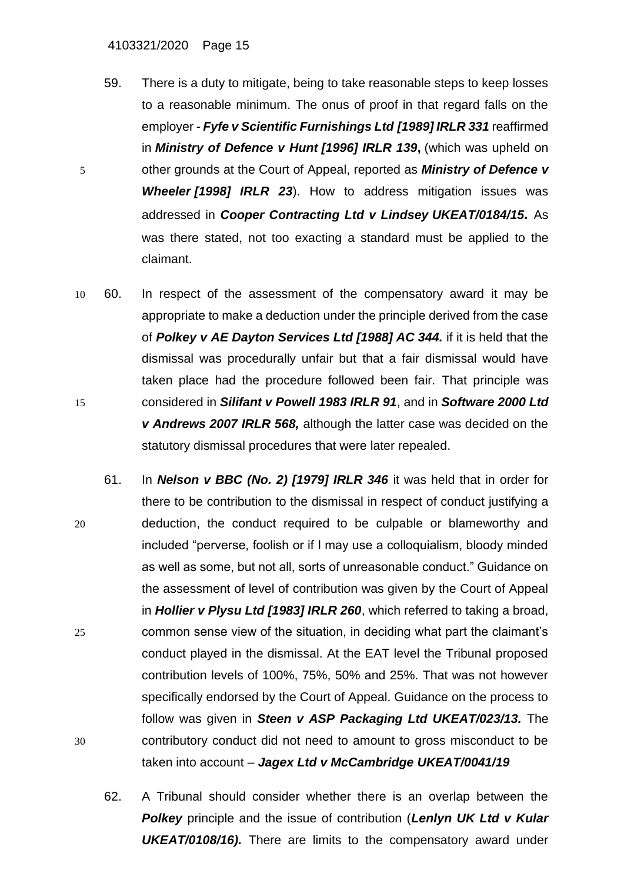59. There is a duty to mitigate, being to take reasonable steps to keep losses to a reasonable minimum. The onus of proof in that regard falls on the employer - ***Fyfe v Scientific Furnishings Ltd [1989] IRLR 331*** reaffirmed in ***Ministry of Defence v Hunt [1996] IRLR 139*****,** (which was upheld on other grounds at the Court of Appeal, reported as ***Ministry of Defence v Wheeler [1998] IRLR 23***). How to address mitigation issues was addressed in ***Cooper Contracting Ltd v Lindsey UKEAT/0184/15.*** As was there stated, not too exacting a standard must be applied to the claimant.

60. In respect of the assessment of the compensatory award it may be appropriate to make a deduction under the principle derived from the case of ***Polkey v AE Dayton Services Ltd [1988] AC 344.*** if it is held that the dismissal was procedurally unfair but that a fair dismissal would have taken place had the procedure followed been fair. That principle was considered in ***Silifant v Powell 1983 IRLR 91***, and in ***Software 2000 Ltd v Andrews 2007 IRLR 568,*** although the latter case was decided on the statutory dismissal procedures that were later repealed.

61. In ***Nelson v BBC (No. 2) [1979] IRLR 346*** it was held that in order for there to be contribution to the dismissal in respect of conduct justifying a deduction, the conduct required to be culpable or blameworthy and included "perverse, foolish or if I may use a colloquialism, bloody minded as well as some, but not all, sorts of unreasonable conduct." Guidance on the assessment of level of contribution was given by the Court of Appeal in ***Hollier v Plysu Ltd [1983] IRLR 260***, which referred to taking a broad, common sense view of the situation, in deciding what part the claimant's conduct played in the dismissal. At the EAT level the Tribunal proposed contribution levels of 100%, 75%, 50% and 25%. That was not however specifically endorsed by the Court of Appeal. Guidance on the process to follow was given in ***Steen v ASP Packaging Ltd UKEAT/023/13.*** The contributory conduct did not need to amount to gross misconduct to be taken into account – ***Jagex Ltd v McCambridge UKEAT/0041/19***

62. A Tribunal should consider whether there is an overlap between the ***Polkey*** principle and the issue of contribution (***Lenlyn UK Ltd v Kular UKEAT/0108/16).*** There are limits to the compensatory award under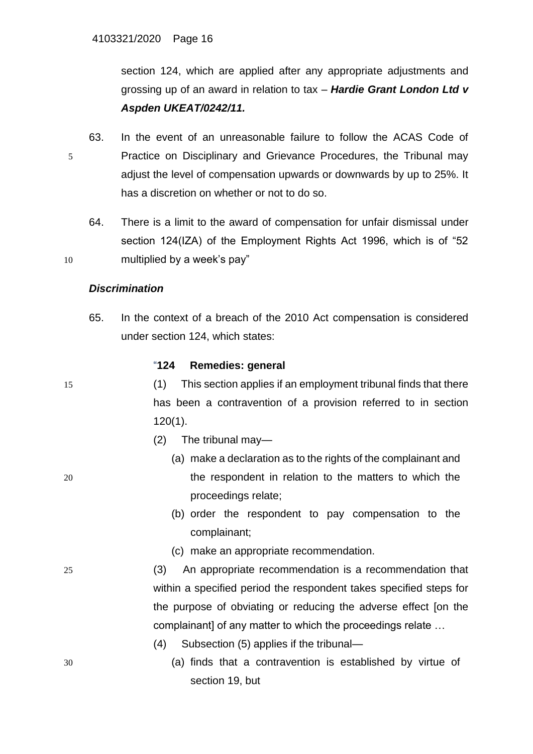section 124, which are applied after any appropriate adjustments and grossing up of an award in relation to tax – ***Hardie Grant London Ltd v Aspden UKEAT/0242/11.***

63. In the event of an unreasonable failure to follow the ACAS Code of Practice on Disciplinary and Grievance Procedures, the Tribunal may adjust the level of compensation upwards or downwards by up to 25%. It has a discretion on whether or not to do so.

64. There is a limit to the award of compensation for unfair dismissal under section 124(IZA) of the Employment Rights Act 1996, which is of "52 multiplied by a week's pay"

***Discrimination***

65. In the context of a breach of the 2010 Act compensation is considered under section 124, which states:

> "**124 Remedies: general**
>
> (1) This section applies if an employment tribunal finds that there has been a contravention of a provision referred to in section 120(1).
>
> (2) The tribunal may—
>
> (a) make a declaration as to the rights of the complainant and the respondent in relation to the matters to which the proceedings relate;
>
> (b) order the respondent to pay compensation to the complainant;
>
> (c) make an appropriate recommendation.
>
> (3) An appropriate recommendation is a recommendation that within a specified period the respondent takes specified steps for the purpose of obviating or reducing the adverse effect [on the complainant] of any matter to which the proceedings relate …
>
> (4) Subsection (5) applies if the tribunal—
>
> (a) finds that a contravention is established by virtue of section 19, but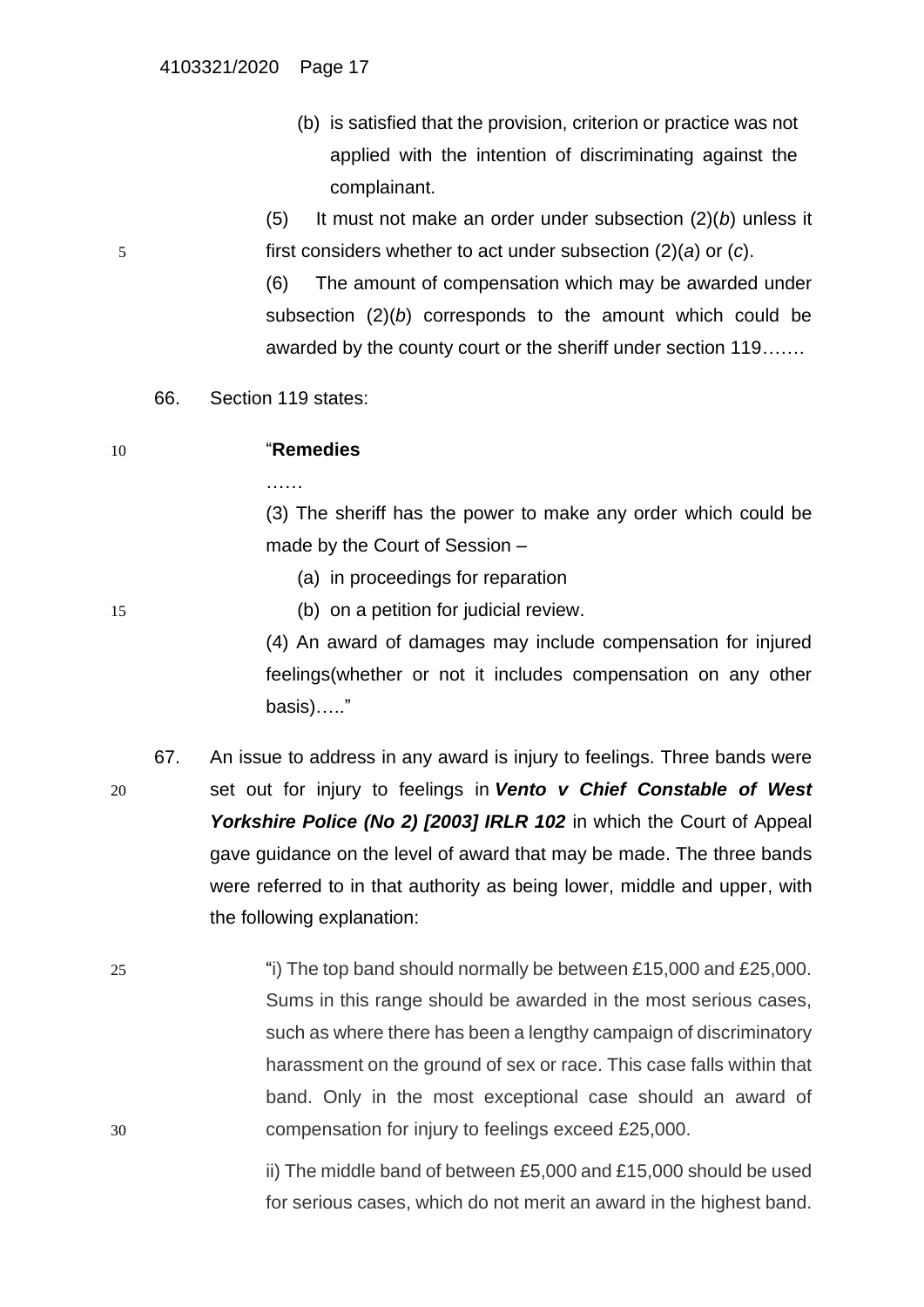(b) is satisfied that the provision, criterion or practice was not applied with the intention of discriminating against the complainant.

(5) It must not make an order under subsection (2)(*b*) unless it first considers whether to act under subsection (2)(*a*) or (*c*).

(6) The amount of compensation which may be awarded under subsection (2)(*b*) corresponds to the amount which could be awarded by the county court or the sheriff under section 119…….

66. Section 119 states:

> "**Remedies**
>
> ……
>
> (3) The sheriff has the power to make any order which could be made by the Court of Session –
>
> (a) in proceedings for reparation
>
> (b) on a petition for judicial review.
>
> (4) An award of damages may include compensation for injured feelings(whether or not it includes compensation on any other basis)….."

67. An issue to address in any award is injury to feelings. Three bands were set out for injury to feelings in ***Vento v Chief Constable of West Yorkshire Police (No 2) [2003] IRLR 102*** in which the Court of Appeal gave guidance on the level of award that may be made. The three bands were referred to in that authority as being lower, middle and upper, with the following explanation:

> "i) The top band should normally be between £15,000 and £25,000. Sums in this range should be awarded in the most serious cases, such as where there has been a lengthy campaign of discriminatory harassment on the ground of sex or race. This case falls within that band. Only in the most exceptional case should an award of compensation for injury to feelings exceed £25,000.
>
> ii) The middle band of between £5,000 and £15,000 should be used for serious cases, which do not merit an award in the highest band.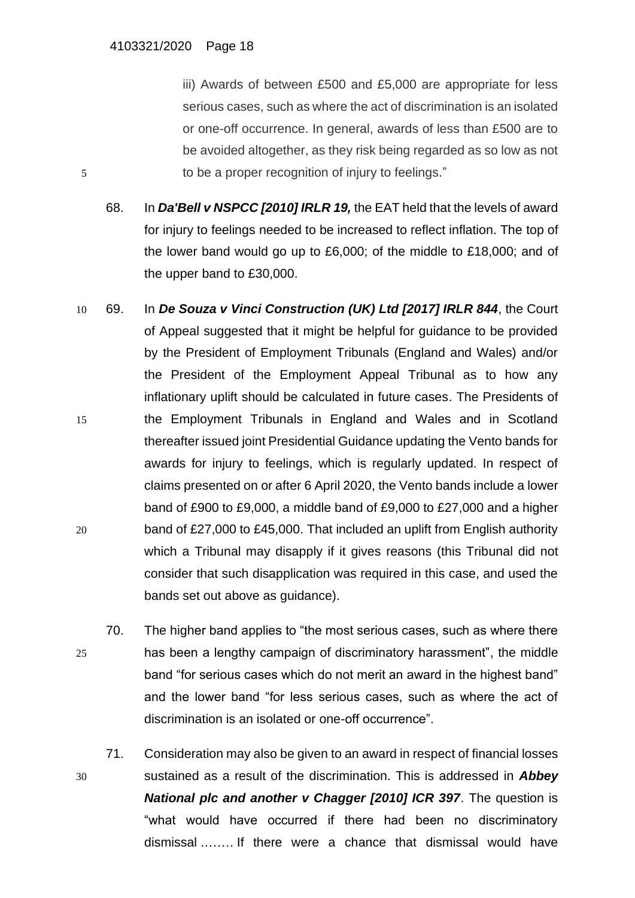iii) Awards of between £500 and £5,000 are appropriate for less serious cases, such as where the act of discrimination is an isolated or one-off occurrence. In general, awards of less than £500 are to be avoided altogether, as they risk being regarded as so low as not to be a proper recognition of injury to feelings."

68. In ***Da'Bell v NSPCC [2010] IRLR 19,*** the EAT held that the levels of award for injury to feelings needed to be increased to reflect inflation. The top of the lower band would go up to £6,000; of the middle to £18,000; and of the upper band to £30,000.

69. In ***De Souza v Vinci Construction (UK) Ltd [2017] IRLR 844***, the Court of Appeal suggested that it might be helpful for guidance to be provided by the President of Employment Tribunals (England and Wales) and/or the President of the Employment Appeal Tribunal as to how any inflationary uplift should be calculated in future cases. The Presidents of the Employment Tribunals in England and Wales and in Scotland thereafter issued joint Presidential Guidance updating the Vento bands for awards for injury to feelings, which is regularly updated. In respect of claims presented on or after 6 April 2020, the Vento bands include a lower band of £900 to £9,000, a middle band of £9,000 to £27,000 and a higher band of £27,000 to £45,000. That included an uplift from English authority which a Tribunal may disapply if it gives reasons (this Tribunal did not consider that such disapplication was required in this case, and used the bands set out above as guidance).

70. The higher band applies to "the most serious cases, such as where there has been a lengthy campaign of discriminatory harassment", the middle band "for serious cases which do not merit an award in the highest band" and the lower band "for less serious cases, such as where the act of discrimination is an isolated or one-off occurrence".

71. Consideration may also be given to an award in respect of financial losses sustained as a result of the discrimination. This is addressed in ***Abbey National plc and another v Chagger [2010] ICR 397***. The question is "what would have occurred if there had been no discriminatory dismissal …….. If there were a chance that dismissal would have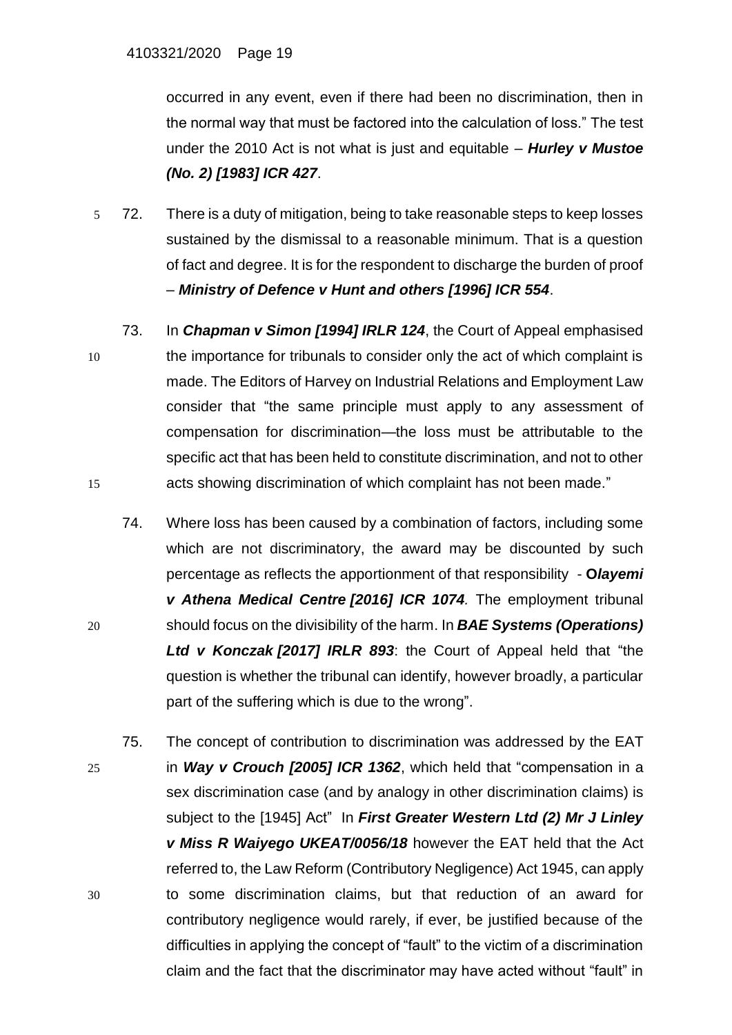occurred in any event, even if there had been no discrimination, then in the normal way that must be factored into the calculation of loss." The test under the 2010 Act is not what is just and equitable – ***Hurley v Mustoe (No. 2) [1983] ICR 427***.

72. There is a duty of mitigation, being to take reasonable steps to keep losses sustained by the dismissal to a reasonable minimum. That is a question of fact and degree. It is for the respondent to discharge the burden of proof – ***Ministry of Defence v Hunt and others [1996] ICR 554***.

73. In ***Chapman v Simon [1994] IRLR 124***, the Court of Appeal emphasised the importance for tribunals to consider only the act of which complaint is made. The Editors of Harvey on Industrial Relations and Employment Law consider that "the same principle must apply to any assessment of compensation for discrimination—the loss must be attributable to the specific act that has been held to constitute discrimination, and not to other acts showing discrimination of which complaint has not been made."

74. Where loss has been caused by a combination of factors, including some which are not discriminatory, the award may be discounted by such percentage as reflects the apportionment of that responsibility - ***Olayemi v Athena Medical Centre [2016] ICR 1074.*** The employment tribunal should focus on the divisibility of the harm. In ***BAE Systems (Operations) Ltd v Konczak [2017] IRLR 893***: the Court of Appeal held that "the question is whether the tribunal can identify, however broadly, a particular part of the suffering which is due to the wrong".

75. The concept of contribution to discrimination was addressed by the EAT in ***Way v Crouch [2005] ICR 1362***, which held that "compensation in a sex discrimination case (and by analogy in other discrimination claims) is subject to the [1945] Act" In ***First Greater Western Ltd (2) Mr J Linley v Miss R Waiyego UKEAT/0056/18*** however the EAT held that the Act referred to, the Law Reform (Contributory Negligence) Act 1945, can apply to some discrimination claims, but that reduction of an award for contributory negligence would rarely, if ever, be justified because of the difficulties in applying the concept of "fault" to the victim of a discrimination claim and the fact that the discriminator may have acted without "fault" in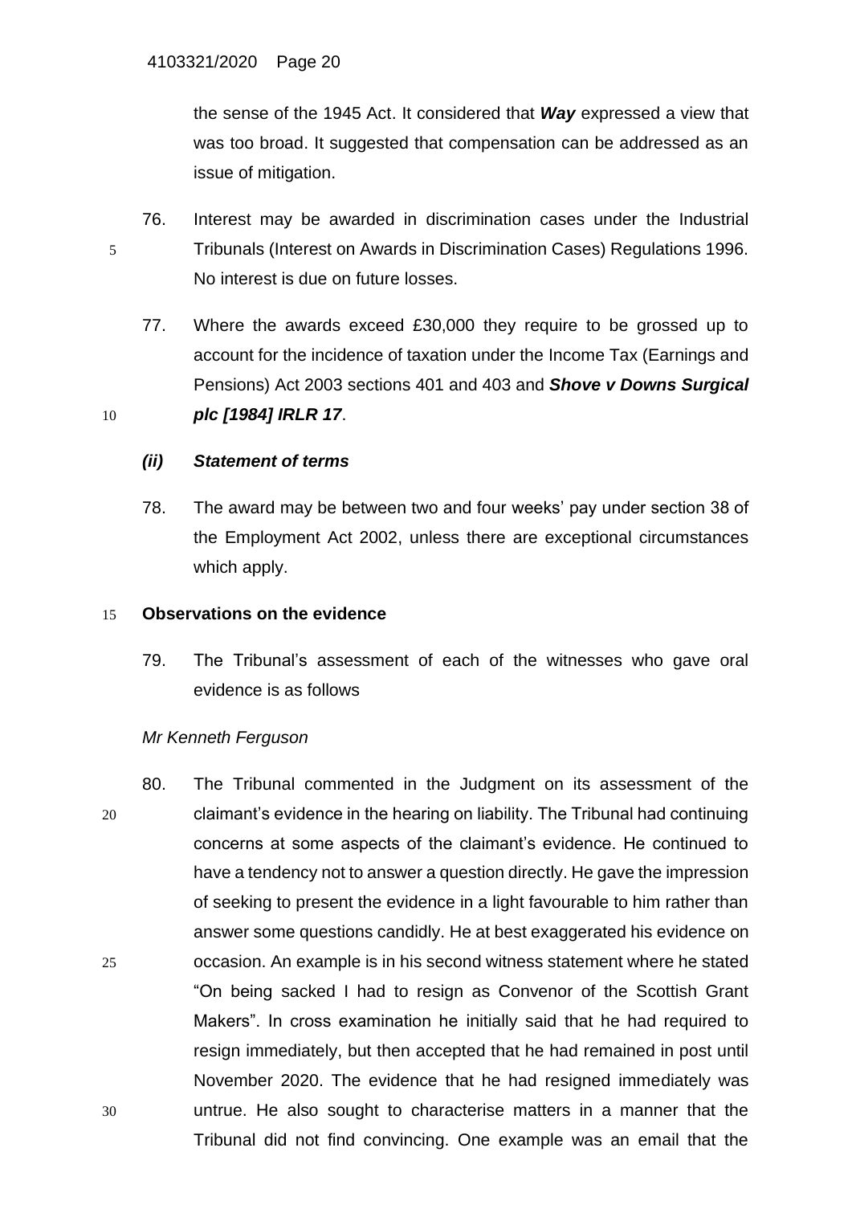the sense of the 1945 Act. It considered that ***Way*** expressed a view that was too broad. It suggested that compensation can be addressed as an issue of mitigation.

76. Interest may be awarded in discrimination cases under the Industrial Tribunals (Interest on Awards in Discrimination Cases) Regulations 1996. No interest is due on future losses.

77. Where the awards exceed £30,000 they require to be grossed up to account for the incidence of taxation under the Income Tax (Earnings and Pensions) Act 2003 sections 401 and 403 and ***Shove v Downs Surgical plc [1984] IRLR 17***.

***(ii) Statement of terms***

78. The award may be between two and four weeks' pay under section 38 of the Employment Act 2002, unless there are exceptional circumstances which apply.

**Observations on the evidence**

79. The Tribunal's assessment of each of the witnesses who gave oral evidence is as follows

*Mr Kenneth Ferguson*

80. The Tribunal commented in the Judgment on its assessment of the claimant's evidence in the hearing on liability. The Tribunal had continuing concerns at some aspects of the claimant's evidence. He continued to have a tendency not to answer a question directly. He gave the impression of seeking to present the evidence in a light favourable to him rather than answer some questions candidly. He at best exaggerated his evidence on occasion. An example is in his second witness statement where he stated "On being sacked I had to resign as Convenor of the Scottish Grant Makers". In cross examination he initially said that he had required to resign immediately, but then accepted that he had remained in post until November 2020. The evidence that he had resigned immediately was untrue. He also sought to characterise matters in a manner that the Tribunal did not find convincing. One example was an email that the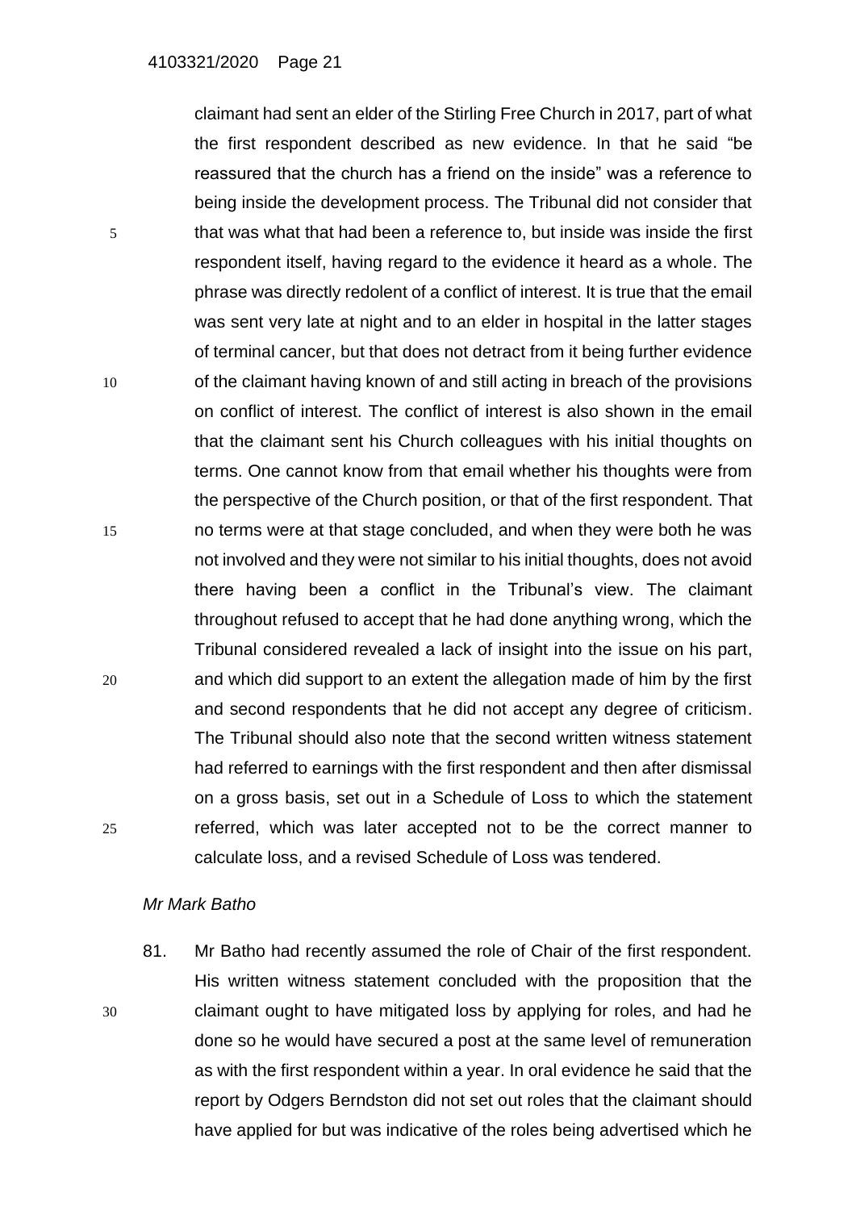claimant had sent an elder of the Stirling Free Church in 2017, part of what the first respondent described as new evidence. In that he said "be reassured that the church has a friend on the inside" was a reference to being inside the development process. The Tribunal did not consider that that was what that had been a reference to, but inside was inside the first respondent itself, having regard to the evidence it heard as a whole. The phrase was directly redolent of a conflict of interest. It is true that the email was sent very late at night and to an elder in hospital in the latter stages of terminal cancer, but that does not detract from it being further evidence of the claimant having known of and still acting in breach of the provisions on conflict of interest. The conflict of interest is also shown in the email that the claimant sent his Church colleagues with his initial thoughts on terms. One cannot know from that email whether his thoughts were from the perspective of the Church position, or that of the first respondent. That no terms were at that stage concluded, and when they were both he was not involved and they were not similar to his initial thoughts, does not avoid there having been a conflict in the Tribunal's view. The claimant throughout refused to accept that he had done anything wrong, which the Tribunal considered revealed a lack of insight into the issue on his part, and which did support to an extent the allegation made of him by the first and second respondents that he did not accept any degree of criticism. The Tribunal should also note that the second written witness statement had referred to earnings with the first respondent and then after dismissal on a gross basis, set out in a Schedule of Loss to which the statement referred, which was later accepted not to be the correct manner to calculate loss, and a revised Schedule of Loss was tendered.

*Mr Mark Batho*

81. Mr Batho had recently assumed the role of Chair of the first respondent. His written witness statement concluded with the proposition that the claimant ought to have mitigated loss by applying for roles, and had he done so he would have secured a post at the same level of remuneration as with the first respondent within a year. In oral evidence he said that the report by Odgers Berndston did not set out roles that the claimant should have applied for but was indicative of the roles being advertised which he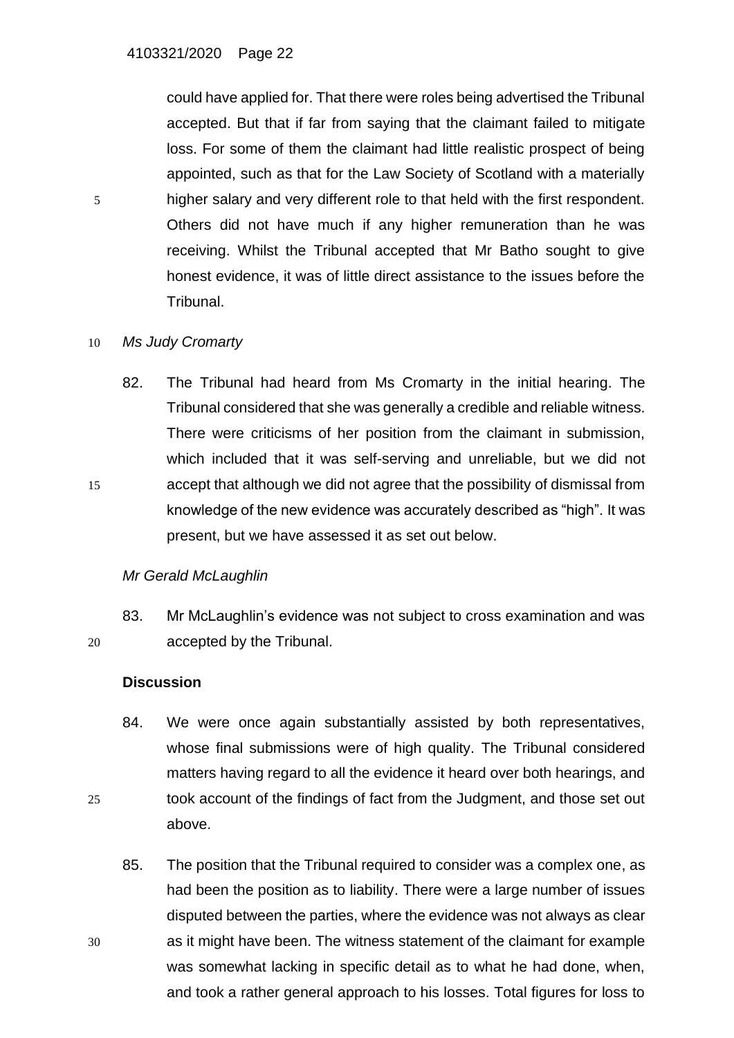could have applied for. That there were roles being advertised the Tribunal accepted. But that if far from saying that the claimant failed to mitigate loss. For some of them the claimant had little realistic prospect of being appointed, such as that for the Law Society of Scotland with a materially higher salary and very different role to that held with the first respondent. Others did not have much if any higher remuneration than he was receiving. Whilst the Tribunal accepted that Mr Batho sought to give honest evidence, it was of little direct assistance to the issues before the Tribunal.

*Ms Judy Cromarty*

82. The Tribunal had heard from Ms Cromarty in the initial hearing. The Tribunal considered that she was generally a credible and reliable witness. There were criticisms of her position from the claimant in submission, which included that it was self-serving and unreliable, but we did not accept that although we did not agree that the possibility of dismissal from knowledge of the new evidence was accurately described as "high". It was present, but we have assessed it as set out below.

*Mr Gerald McLaughlin*

83. Mr McLaughlin's evidence was not subject to cross examination and was accepted by the Tribunal.

**Discussion**

84. We were once again substantially assisted by both representatives, whose final submissions were of high quality. The Tribunal considered matters having regard to all the evidence it heard over both hearings, and took account of the findings of fact from the Judgment, and those set out above.

85. The position that the Tribunal required to consider was a complex one, as had been the position as to liability. There were a large number of issues disputed between the parties, where the evidence was not always as clear as it might have been. The witness statement of the claimant for example was somewhat lacking in specific detail as to what he had done, when, and took a rather general approach to his losses. Total figures for loss to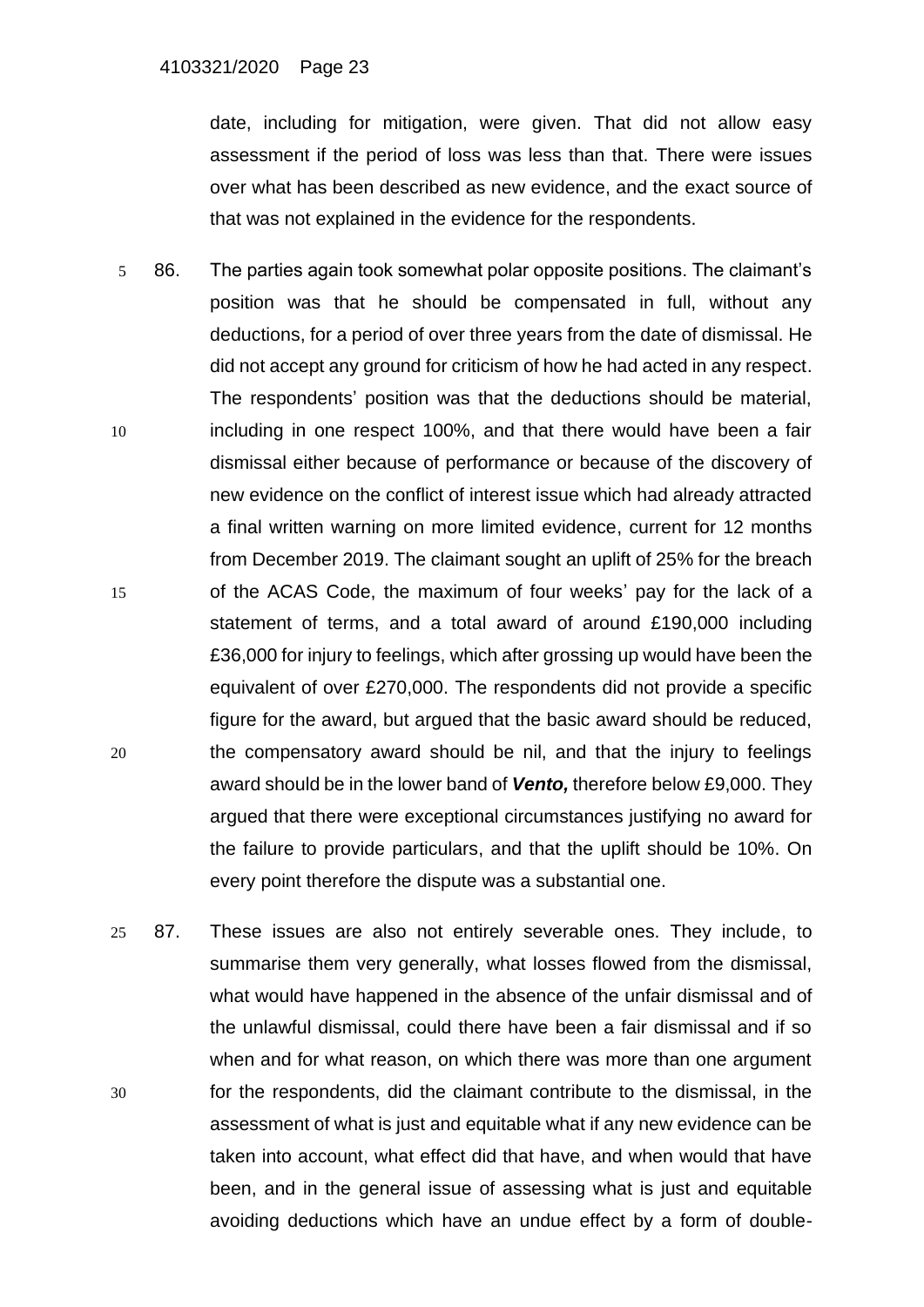date, including for mitigation, were given. That did not allow easy assessment if the period of loss was less than that. There were issues over what has been described as new evidence, and the exact source of that was not explained in the evidence for the respondents.

86. The parties again took somewhat polar opposite positions. The claimant's position was that he should be compensated in full, without any deductions, for a period of over three years from the date of dismissal. He did not accept any ground for criticism of how he had acted in any respect. The respondents' position was that the deductions should be material, including in one respect 100%, and that there would have been a fair dismissal either because of performance or because of the discovery of new evidence on the conflict of interest issue which had already attracted a final written warning on more limited evidence, current for 12 months from December 2019. The claimant sought an uplift of 25% for the breach of the ACAS Code, the maximum of four weeks' pay for the lack of a statement of terms, and a total award of around £190,000 including £36,000 for injury to feelings, which after grossing up would have been the equivalent of over £270,000. The respondents did not provide a specific figure for the award, but argued that the basic award should be reduced, the compensatory award should be nil, and that the injury to feelings award should be in the lower band of ***Vento,*** therefore below £9,000. They argued that there were exceptional circumstances justifying no award for the failure to provide particulars, and that the uplift should be 10%. On every point therefore the dispute was a substantial one.

87. These issues are also not entirely severable ones. They include, to summarise them very generally, what losses flowed from the dismissal, what would have happened in the absence of the unfair dismissal and of the unlawful dismissal, could there have been a fair dismissal and if so when and for what reason, on which there was more than one argument for the respondents, did the claimant contribute to the dismissal, in the assessment of what is just and equitable what if any new evidence can be taken into account, what effect did that have, and when would that have been, and in the general issue of assessing what is just and equitable avoiding deductions which have an undue effect by a form of double-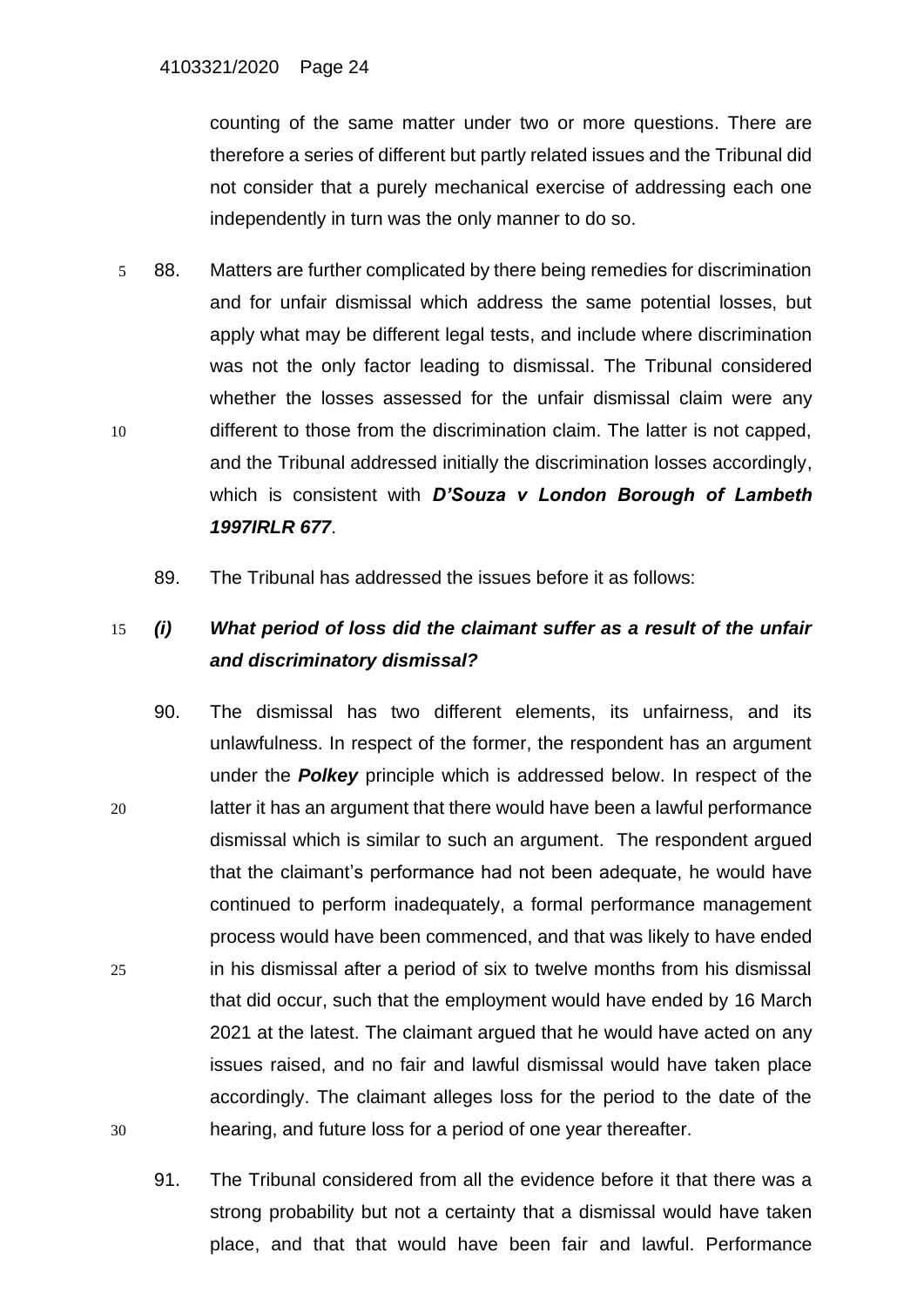counting of the same matter under two or more questions. There are therefore a series of different but partly related issues and the Tribunal did not consider that a purely mechanical exercise of addressing each one independently in turn was the only manner to do so.

88. Matters are further complicated by there being remedies for discrimination and for unfair dismissal which address the same potential losses, but apply what may be different legal tests, and include where discrimination was not the only factor leading to dismissal. The Tribunal considered whether the losses assessed for the unfair dismissal claim were any different to those from the discrimination claim. The latter is not capped, and the Tribunal addressed initially the discrimination losses accordingly, which is consistent with ***D'Souza v London Borough of Lambeth 1997IRLR 677***.

89. The Tribunal has addressed the issues before it as follows:

***(i) What period of loss did the claimant suffer as a result of the unfair and discriminatory dismissal?***

90. The dismissal has two different elements, its unfairness, and its unlawfulness. In respect of the former, the respondent has an argument under the ***Polkey*** principle which is addressed below. In respect of the latter it has an argument that there would have been a lawful performance dismissal which is similar to such an argument. The respondent argued that the claimant's performance had not been adequate, he would have continued to perform inadequately, a formal performance management process would have been commenced, and that was likely to have ended in his dismissal after a period of six to twelve months from his dismissal that did occur, such that the employment would have ended by 16 March 2021 at the latest. The claimant argued that he would have acted on any issues raised, and no fair and lawful dismissal would have taken place accordingly. The claimant alleges loss for the period to the date of the hearing, and future loss for a period of one year thereafter.

91. The Tribunal considered from all the evidence before it that there was a strong probability but not a certainty that a dismissal would have taken place, and that that would have been fair and lawful. Performance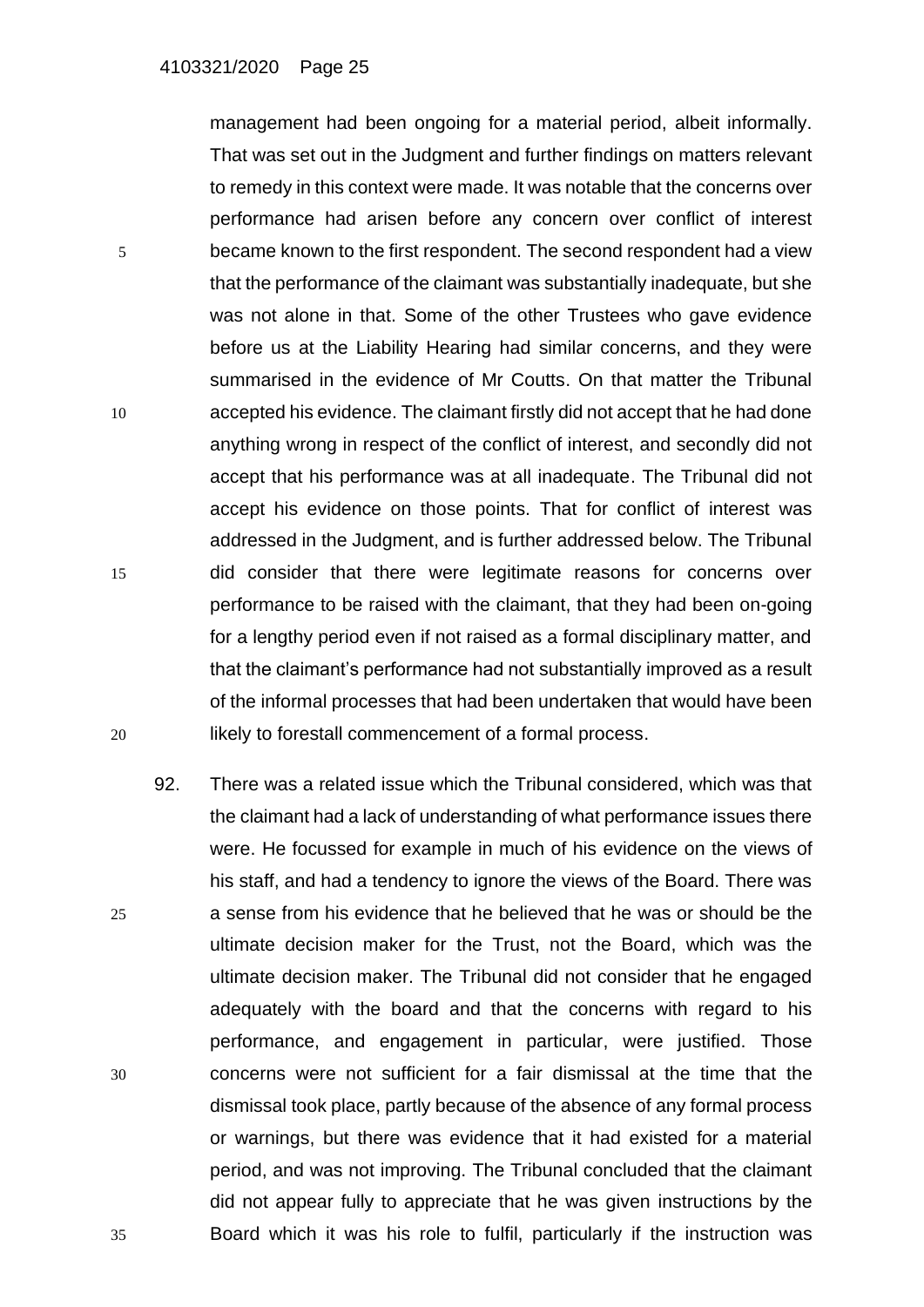management had been ongoing for a material period, albeit informally. That was set out in the Judgment and further findings on matters relevant to remedy in this context were made. It was notable that the concerns over performance had arisen before any concern over conflict of interest became known to the first respondent. The second respondent had a view that the performance of the claimant was substantially inadequate, but she was not alone in that. Some of the other Trustees who gave evidence before us at the Liability Hearing had similar concerns, and they were summarised in the evidence of Mr Coutts. On that matter the Tribunal accepted his evidence. The claimant firstly did not accept that he had done anything wrong in respect of the conflict of interest, and secondly did not accept that his performance was at all inadequate. The Tribunal did not accept his evidence on those points. That for conflict of interest was addressed in the Judgment, and is further addressed below. The Tribunal did consider that there were legitimate reasons for concerns over performance to be raised with the claimant, that they had been on-going for a lengthy period even if not raised as a formal disciplinary matter, and that the claimant's performance had not substantially improved as a result of the informal processes that had been undertaken that would have been likely to forestall commencement of a formal process.

92. There was a related issue which the Tribunal considered, which was that the claimant had a lack of understanding of what performance issues there were. He focussed for example in much of his evidence on the views of his staff, and had a tendency to ignore the views of the Board. There was a sense from his evidence that he believed that he was or should be the ultimate decision maker for the Trust, not the Board, which was the ultimate decision maker. The Tribunal did not consider that he engaged adequately with the board and that the concerns with regard to his performance, and engagement in particular, were justified. Those concerns were not sufficient for a fair dismissal at the time that the dismissal took place, partly because of the absence of any formal process or warnings, but there was evidence that it had existed for a material period, and was not improving. The Tribunal concluded that the claimant did not appear fully to appreciate that he was given instructions by the Board which it was his role to fulfil, particularly if the instruction was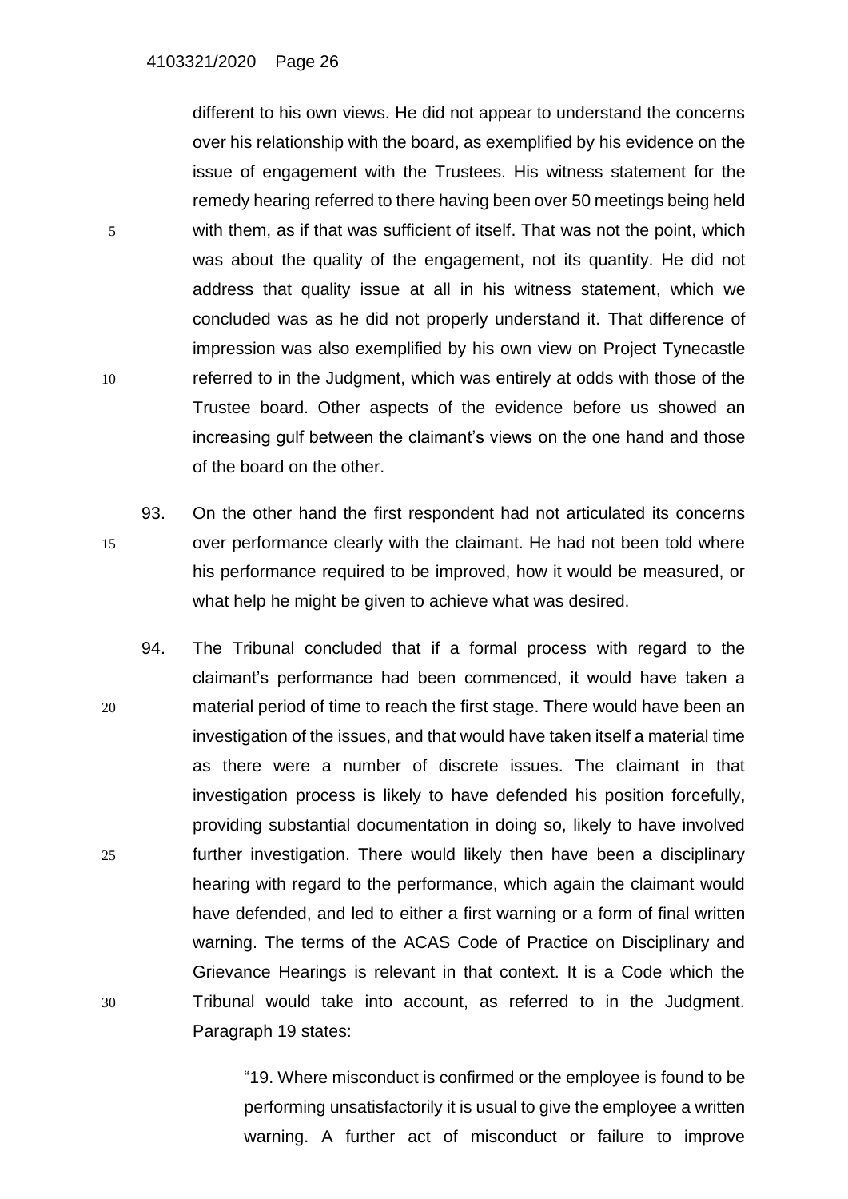different to his own views. He did not appear to understand the concerns over his relationship with the board, as exemplified by his evidence on the issue of engagement with the Trustees. His witness statement for the remedy hearing referred to there having been over 50 meetings being held with them, as if that was sufficient of itself. That was not the point, which was about the quality of the engagement, not its quantity. He did not address that quality issue at all in his witness statement, which we concluded was as he did not properly understand it. That difference of impression was also exemplified by his own view on Project Tynecastle referred to in the Judgment, which was entirely at odds with those of the Trustee board. Other aspects of the evidence before us showed an increasing gulf between the claimant's views on the one hand and those of the board on the other.

93. On the other hand the first respondent had not articulated its concerns over performance clearly with the claimant. He had not been told where his performance required to be improved, how it would be measured, or what help he might be given to achieve what was desired.

94. The Tribunal concluded that if a formal process with regard to the claimant's performance had been commenced, it would have taken a material period of time to reach the first stage. There would have been an investigation of the issues, and that would have taken itself a material time as there were a number of discrete issues. The claimant in that investigation process is likely to have defended his position forcefully, providing substantial documentation in doing so, likely to have involved further investigation. There would likely then have been a disciplinary hearing with regard to the performance, which again the claimant would have defended, and led to either a first warning or a form of final written warning. The terms of the ACAS Code of Practice on Disciplinary and Grievance Hearings is relevant in that context. It is a Code which the Tribunal would take into account, as referred to in the Judgment. Paragraph 19 states:

> "19. Where misconduct is confirmed or the employee is found to be performing unsatisfactorily it is usual to give the employee a written warning. A further act of misconduct or failure to improve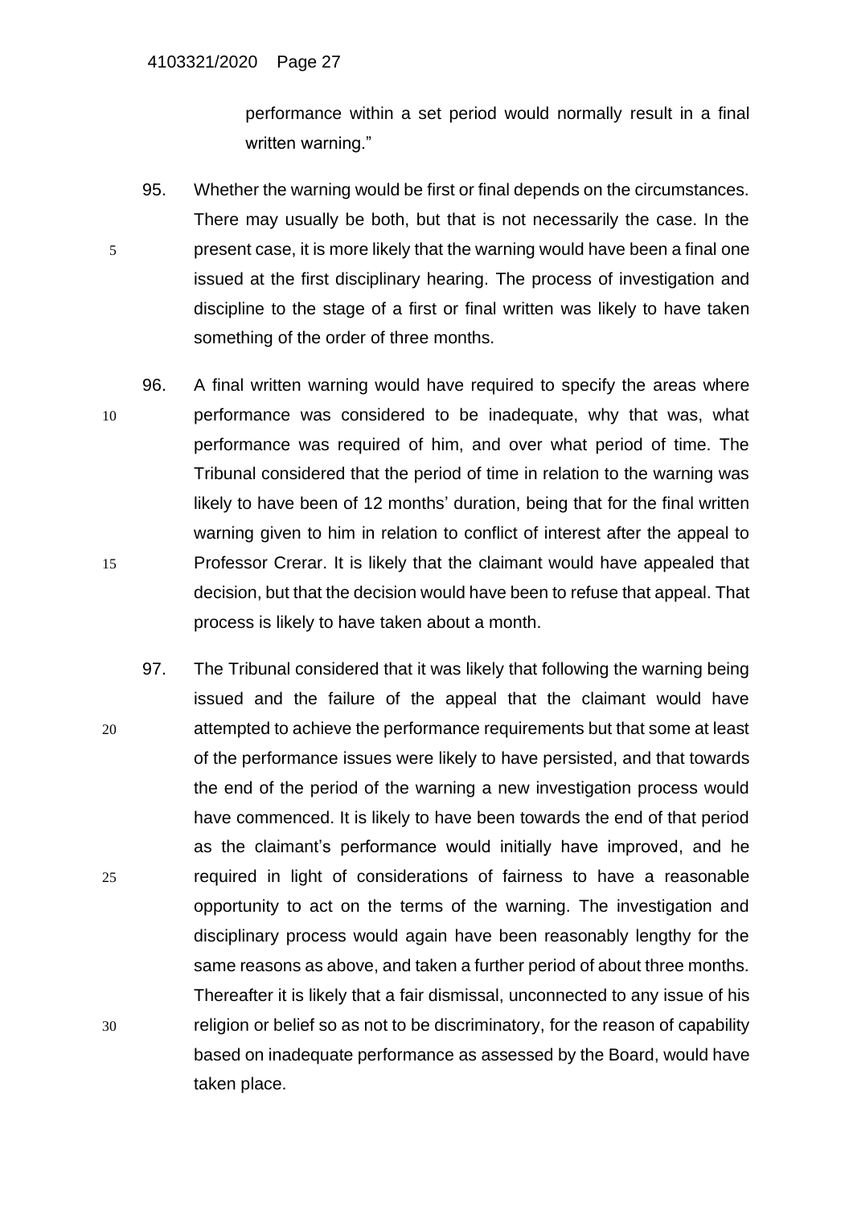performance within a set period would normally result in a final written warning."

95. Whether the warning would be first or final depends on the circumstances. There may usually be both, but that is not necessarily the case. In the present case, it is more likely that the warning would have been a final one issued at the first disciplinary hearing. The process of investigation and discipline to the stage of a first or final written was likely to have taken something of the order of three months.

96. A final written warning would have required to specify the areas where performance was considered to be inadequate, why that was, what performance was required of him, and over what period of time. The Tribunal considered that the period of time in relation to the warning was likely to have been of 12 months' duration, being that for the final written warning given to him in relation to conflict of interest after the appeal to Professor Crerar. It is likely that the claimant would have appealed that decision, but that the decision would have been to refuse that appeal. That process is likely to have taken about a month.

97. The Tribunal considered that it was likely that following the warning being issued and the failure of the appeal that the claimant would have attempted to achieve the performance requirements but that some at least of the performance issues were likely to have persisted, and that towards the end of the period of the warning a new investigation process would have commenced. It is likely to have been towards the end of that period as the claimant's performance would initially have improved, and he required in light of considerations of fairness to have a reasonable opportunity to act on the terms of the warning. The investigation and disciplinary process would again have been reasonably lengthy for the same reasons as above, and taken a further period of about three months. Thereafter it is likely that a fair dismissal, unconnected to any issue of his religion or belief so as not to be discriminatory, for the reason of capability based on inadequate performance as assessed by the Board, would have taken place.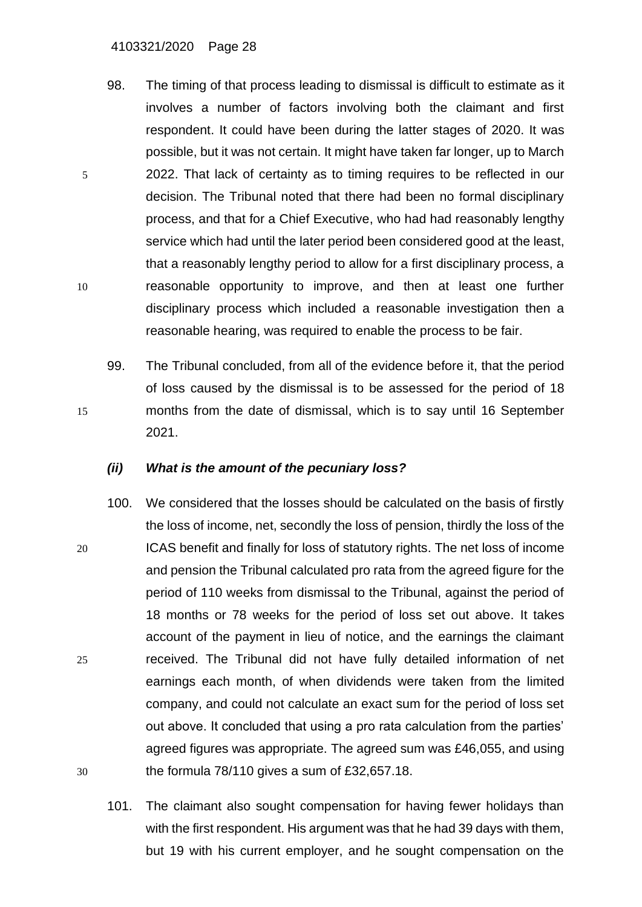98. The timing of that process leading to dismissal is difficult to estimate as it involves a number of factors involving both the claimant and first respondent. It could have been during the latter stages of 2020. It was possible, but it was not certain. It might have taken far longer, up to March 2022. That lack of certainty as to timing requires to be reflected in our decision. The Tribunal noted that there had been no formal disciplinary process, and that for a Chief Executive, who had had reasonably lengthy service which had until the later period been considered good at the least, that a reasonably lengthy period to allow for a first disciplinary process, a reasonable opportunity to improve, and then at least one further disciplinary process which included a reasonable investigation then a reasonable hearing, was required to enable the process to be fair.

99. The Tribunal concluded, from all of the evidence before it, that the period of loss caused by the dismissal is to be assessed for the period of 18 months from the date of dismissal, which is to say until 16 September 2021.

### *(ii) What is the amount of the pecuniary loss?*

100. We considered that the losses should be calculated on the basis of firstly the loss of income, net, secondly the loss of pension, thirdly the loss of the ICAS benefit and finally for loss of statutory rights. The net loss of income and pension the Tribunal calculated pro rata from the agreed figure for the period of 110 weeks from dismissal to the Tribunal, against the period of 18 months or 78 weeks for the period of loss set out above. It takes account of the payment in lieu of notice, and the earnings the claimant received. The Tribunal did not have fully detailed information of net earnings each month, of when dividends were taken from the limited company, and could not calculate an exact sum for the period of loss set out above. It concluded that using a pro rata calculation from the parties' agreed figures was appropriate. The agreed sum was £46,055, and using the formula 78/110 gives a sum of £32,657.18.

101. The claimant also sought compensation for having fewer holidays than with the first respondent. His argument was that he had 39 days with them, but 19 with his current employer, and he sought compensation on the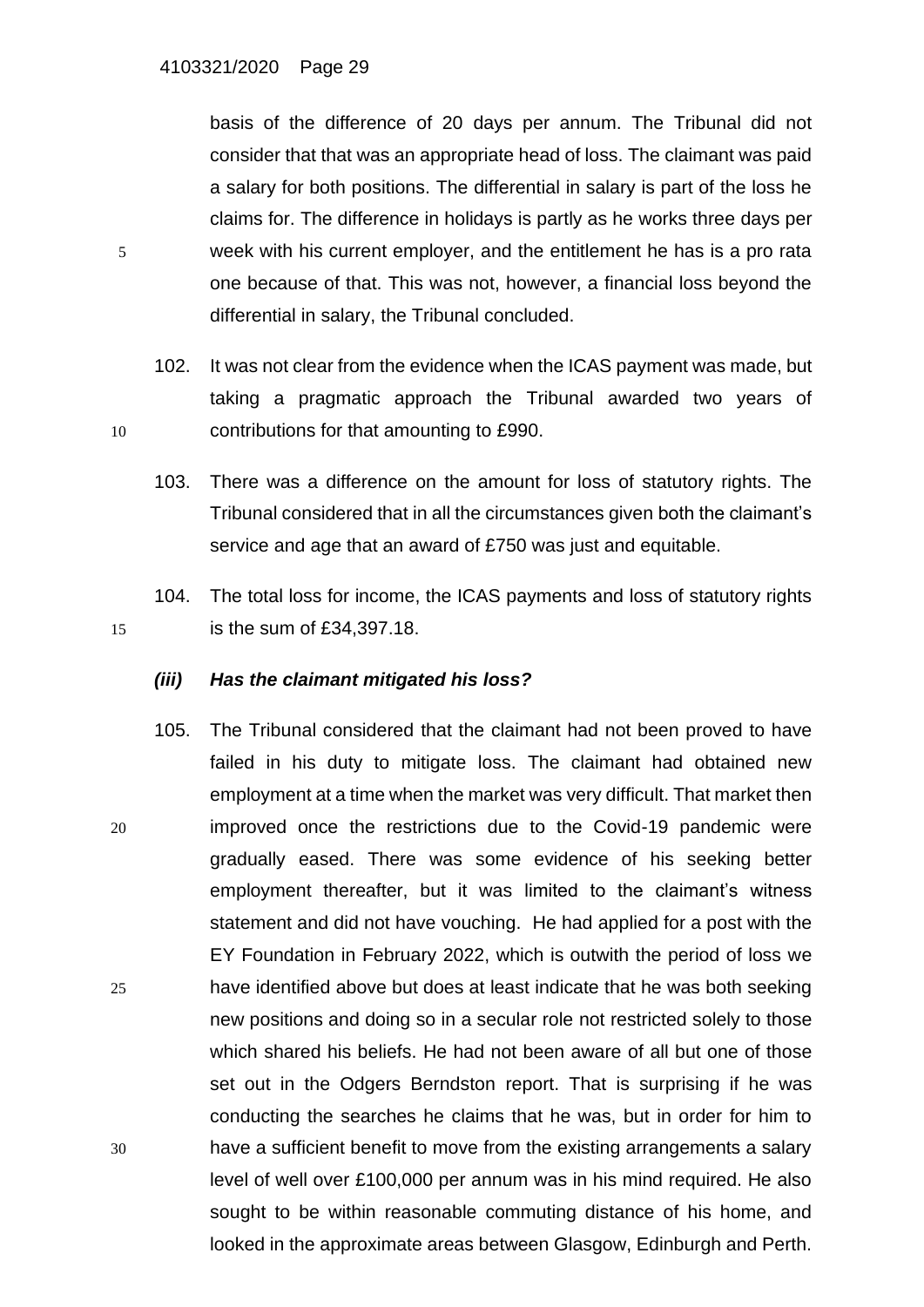basis of the difference of 20 days per annum. The Tribunal did not consider that that was an appropriate head of loss. The claimant was paid a salary for both positions. The differential in salary is part of the loss he claims for. The difference in holidays is partly as he works three days per week with his current employer, and the entitlement he has is a pro rata one because of that. This was not, however, a financial loss beyond the differential in salary, the Tribunal concluded.

102. It was not clear from the evidence when the ICAS payment was made, but taking a pragmatic approach the Tribunal awarded two years of contributions for that amounting to £990.

103. There was a difference on the amount for loss of statutory rights. The Tribunal considered that in all the circumstances given both the claimant's service and age that an award of £750 was just and equitable.

104. The total loss for income, the ICAS payments and loss of statutory rights is the sum of £34,397.18.

### *(iii) Has the claimant mitigated his loss?*

105. The Tribunal considered that the claimant had not been proved to have failed in his duty to mitigate loss. The claimant had obtained new employment at a time when the market was very difficult. That market then improved once the restrictions due to the Covid-19 pandemic were gradually eased. There was some evidence of his seeking better employment thereafter, but it was limited to the claimant's witness statement and did not have vouching. He had applied for a post with the EY Foundation in February 2022, which is outwith the period of loss we have identified above but does at least indicate that he was both seeking new positions and doing so in a secular role not restricted solely to those which shared his beliefs. He had not been aware of all but one of those set out in the Odgers Berndston report. That is surprising if he was conducting the searches he claims that he was, but in order for him to have a sufficient benefit to move from the existing arrangements a salary level of well over £100,000 per annum was in his mind required. He also sought to be within reasonable commuting distance of his home, and looked in the approximate areas between Glasgow, Edinburgh and Perth.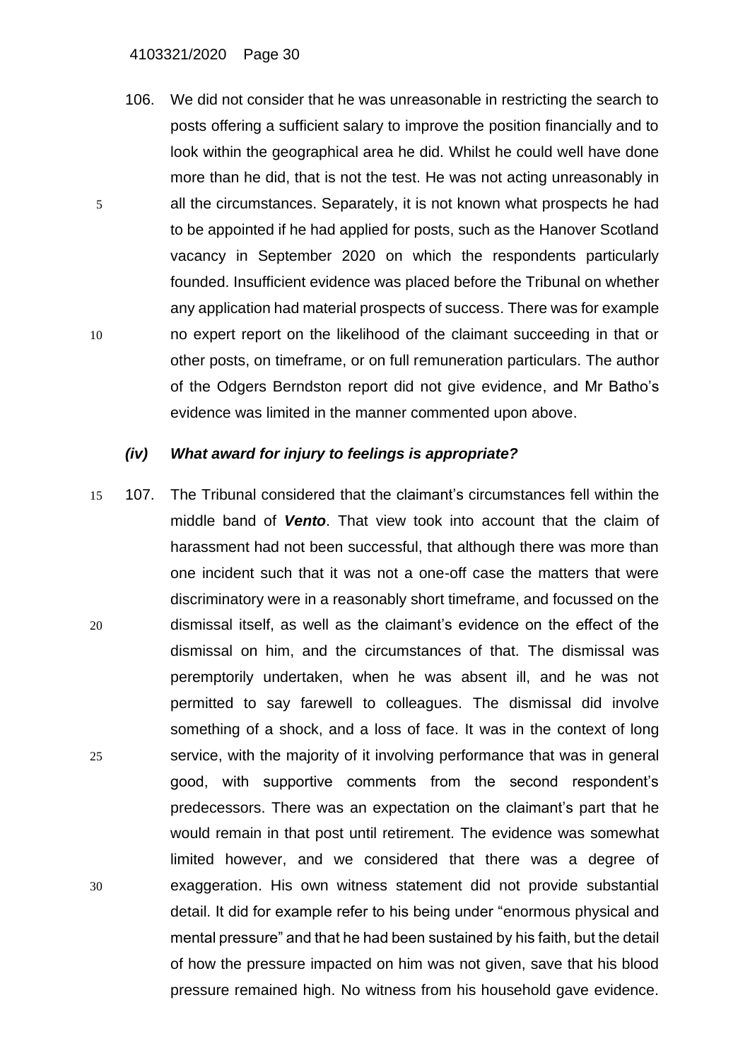106. We did not consider that he was unreasonable in restricting the search to posts offering a sufficient salary to improve the position financially and to look within the geographical area he did. Whilst he could well have done more than he did, that is not the test. He was not acting unreasonably in all the circumstances. Separately, it is not known what prospects he had to be appointed if he had applied for posts, such as the Hanover Scotland vacancy in September 2020 on which the respondents particularly founded. Insufficient evidence was placed before the Tribunal on whether any application had material prospects of success. There was for example no expert report on the likelihood of the claimant succeeding in that or other posts, on timeframe, or on full remuneration particulars. The author of the Odgers Berndston report did not give evidence, and Mr Batho's evidence was limited in the manner commented upon above.

### *(iv) What award for injury to feelings is appropriate?*

107. The Tribunal considered that the claimant's circumstances fell within the middle band of ***Vento***. That view took into account that the claim of harassment had not been successful, that although there was more than one incident such that it was not a one-off case the matters that were discriminatory were in a reasonably short timeframe, and focussed on the dismissal itself, as well as the claimant's evidence on the effect of the dismissal on him, and the circumstances of that. The dismissal was peremptorily undertaken, when he was absent ill, and he was not permitted to say farewell to colleagues. The dismissal did involve something of a shock, and a loss of face. It was in the context of long service, with the majority of it involving performance that was in general good, with supportive comments from the second respondent's predecessors. There was an expectation on the claimant's part that he would remain in that post until retirement. The evidence was somewhat limited however, and we considered that there was a degree of exaggeration. His own witness statement did not provide substantial detail. It did for example refer to his being under "enormous physical and mental pressure" and that he had been sustained by his faith, but the detail of how the pressure impacted on him was not given, save that his blood pressure remained high. No witness from his household gave evidence.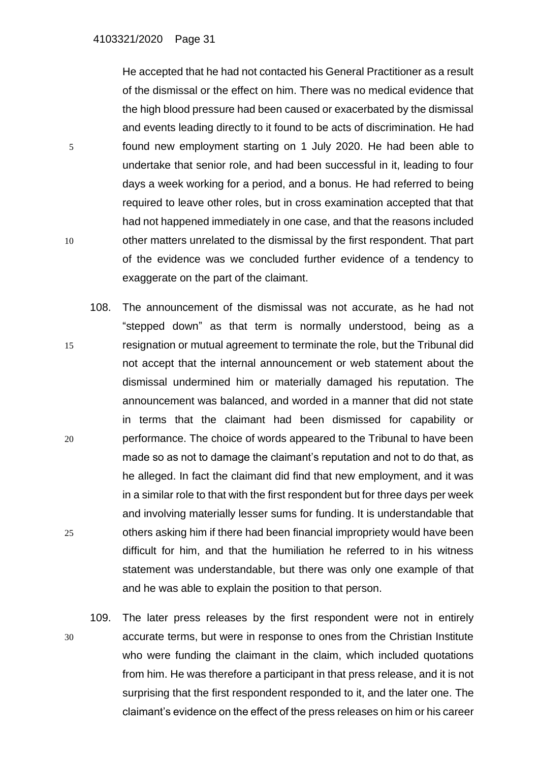He accepted that he had not contacted his General Practitioner as a result of the dismissal or the effect on him. There was no medical evidence that the high blood pressure had been caused or exacerbated by the dismissal and events leading directly to it found to be acts of discrimination. He had found new employment starting on 1 July 2020. He had been able to undertake that senior role, and had been successful in it, leading to four days a week working for a period, and a bonus. He had referred to being required to leave other roles, but in cross examination accepted that that had not happened immediately in one case, and that the reasons included other matters unrelated to the dismissal by the first respondent. That part of the evidence was we concluded further evidence of a tendency to exaggerate on the part of the claimant.

108. The announcement of the dismissal was not accurate, as he had not "stepped down" as that term is normally understood, being as a resignation or mutual agreement to terminate the role, but the Tribunal did not accept that the internal announcement or web statement about the dismissal undermined him or materially damaged his reputation. The announcement was balanced, and worded in a manner that did not state in terms that the claimant had been dismissed for capability or performance. The choice of words appeared to the Tribunal to have been made so as not to damage the claimant's reputation and not to do that, as he alleged. In fact the claimant did find that new employment, and it was in a similar role to that with the first respondent but for three days per week and involving materially lesser sums for funding. It is understandable that others asking him if there had been financial impropriety would have been difficult for him, and that the humiliation he referred to in his witness statement was understandable, but there was only one example of that and he was able to explain the position to that person.

109. The later press releases by the first respondent were not in entirely accurate terms, but were in response to ones from the Christian Institute who were funding the claimant in the claim, which included quotations from him. He was therefore a participant in that press release, and it is not surprising that the first respondent responded to it, and the later one. The claimant's evidence on the effect of the press releases on him or his career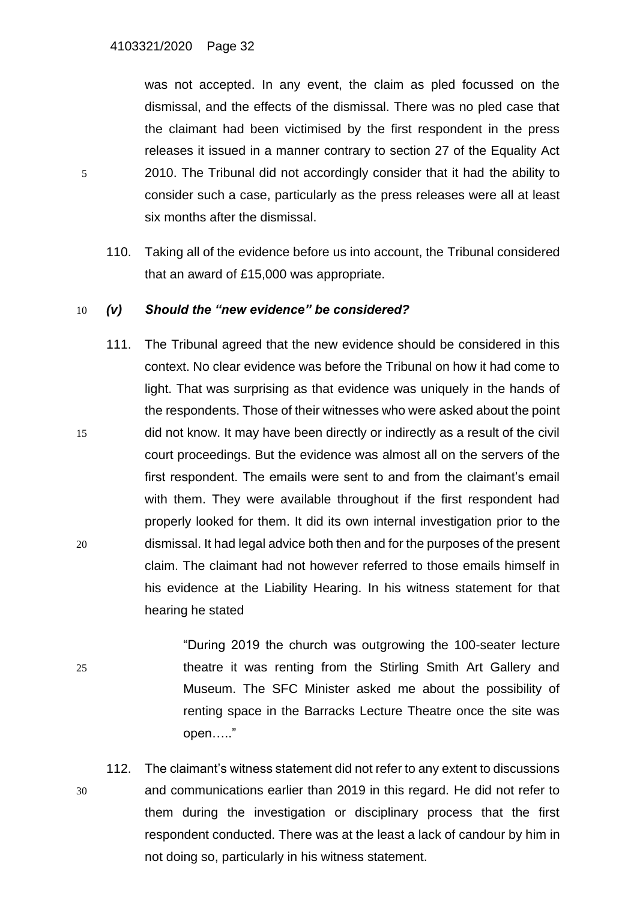was not accepted. In any event, the claim as pled focussed on the dismissal, and the effects of the dismissal. There was no pled case that the claimant had been victimised by the first respondent in the press releases it issued in a manner contrary to section 27 of the Equality Act 2010. The Tribunal did not accordingly consider that it had the ability to consider such a case, particularly as the press releases were all at least six months after the dismissal.

110. Taking all of the evidence before us into account, the Tribunal considered that an award of £15,000 was appropriate.

### *(v) Should the "new evidence" be considered?*

111. The Tribunal agreed that the new evidence should be considered in this context. No clear evidence was before the Tribunal on how it had come to light. That was surprising as that evidence was uniquely in the hands of the respondents. Those of their witnesses who were asked about the point did not know. It may have been directly or indirectly as a result of the civil court proceedings. But the evidence was almost all on the servers of the first respondent. The emails were sent to and from the claimant's email with them. They were available throughout if the first respondent had properly looked for them. It did its own internal investigation prior to the dismissal. It had legal advice both then and for the purposes of the present claim. The claimant had not however referred to those emails himself in his evidence at the Liability Hearing. In his witness statement for that hearing he stated

> "During 2019 the church was outgrowing the 100-seater lecture theatre it was renting from the Stirling Smith Art Gallery and Museum. The SFC Minister asked me about the possibility of renting space in the Barracks Lecture Theatre once the site was open….."

112. The claimant's witness statement did not refer to any extent to discussions and communications earlier than 2019 in this regard. He did not refer to them during the investigation or disciplinary process that the first respondent conducted. There was at the least a lack of candour by him in not doing so, particularly in his witness statement.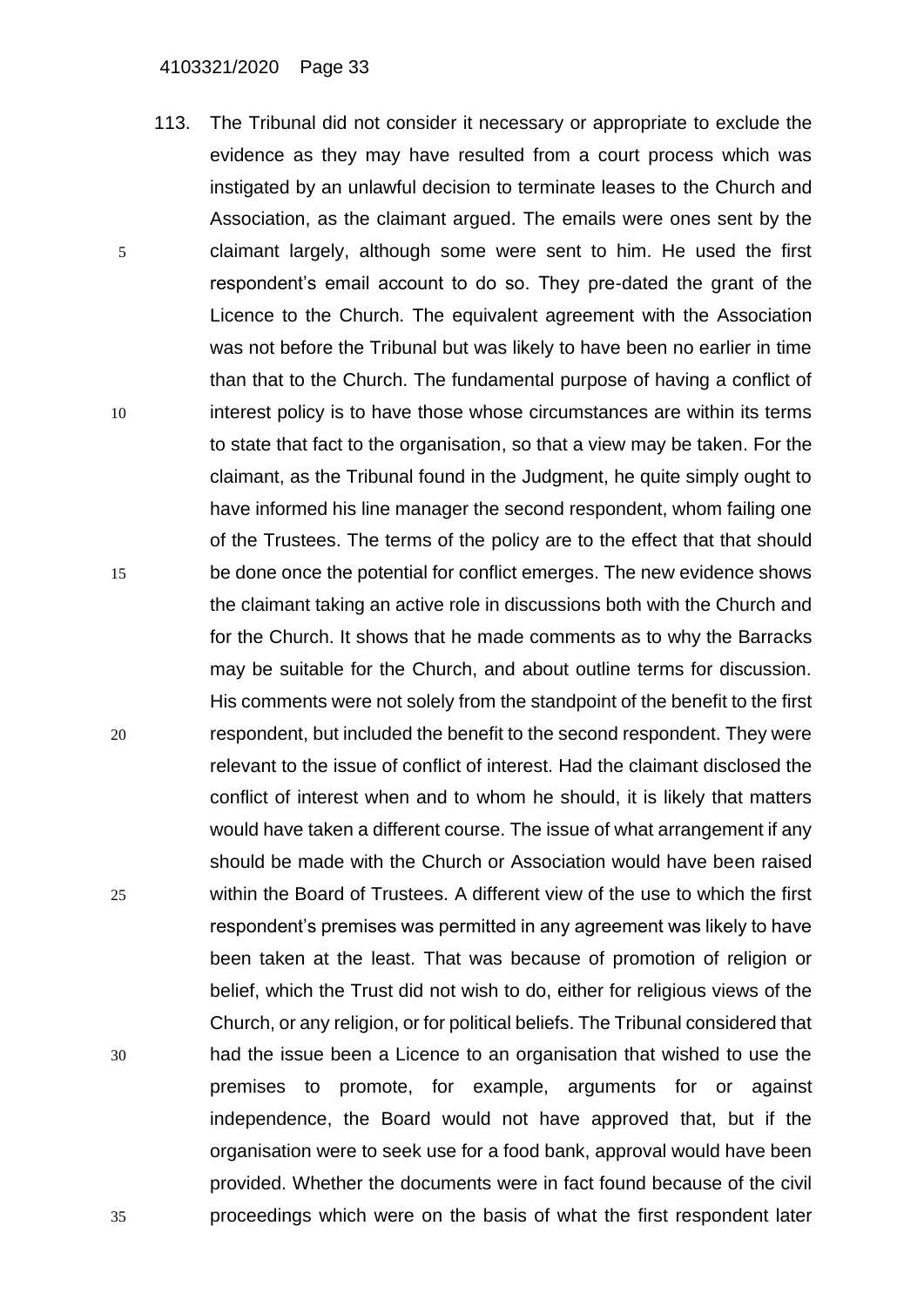113. The Tribunal did not consider it necessary or appropriate to exclude the evidence as they may have resulted from a court process which was instigated by an unlawful decision to terminate leases to the Church and Association, as the claimant argued. The emails were ones sent by the claimant largely, although some were sent to him. He used the first respondent's email account to do so. They pre-dated the grant of the Licence to the Church. The equivalent agreement with the Association was not before the Tribunal but was likely to have been no earlier in time than that to the Church. The fundamental purpose of having a conflict of interest policy is to have those whose circumstances are within its terms to state that fact to the organisation, so that a view may be taken. For the claimant, as the Tribunal found in the Judgment, he quite simply ought to have informed his line manager the second respondent, whom failing one of the Trustees. The terms of the policy are to the effect that that should be done once the potential for conflict emerges. The new evidence shows the claimant taking an active role in discussions both with the Church and for the Church. It shows that he made comments as to why the Barracks may be suitable for the Church, and about outline terms for discussion. His comments were not solely from the standpoint of the benefit to the first respondent, but included the benefit to the second respondent. They were relevant to the issue of conflict of interest. Had the claimant disclosed the conflict of interest when and to whom he should, it is likely that matters would have taken a different course. The issue of what arrangement if any should be made with the Church or Association would have been raised within the Board of Trustees. A different view of the use to which the first respondent's premises was permitted in any agreement was likely to have been taken at the least. That was because of promotion of religion or belief, which the Trust did not wish to do, either for religious views of the Church, or any religion, or for political beliefs. The Tribunal considered that had the issue been a Licence to an organisation that wished to use the premises to promote, for example, arguments for or against independence, the Board would not have approved that, but if the organisation were to seek use for a food bank, approval would have been provided. Whether the documents were in fact found because of the civil proceedings which were on the basis of what the first respondent later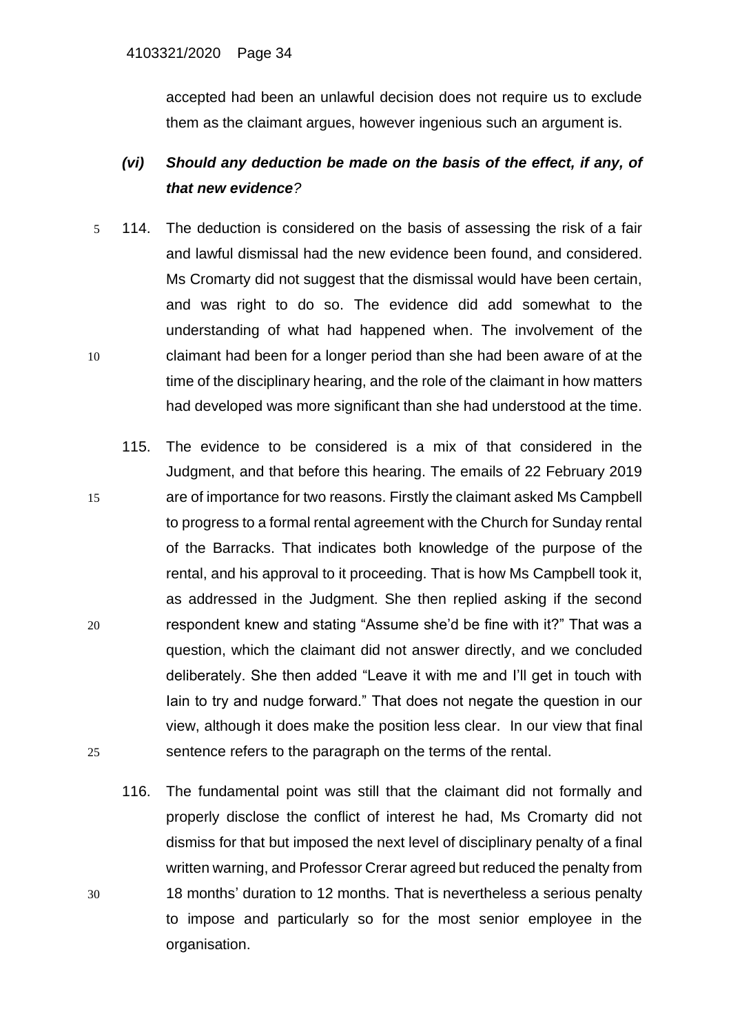accepted had been an unlawful decision does not require us to exclude them as the claimant argues, however ingenious such an argument is.

### *(vi) Should any deduction be made on the basis of the effect, if any, of that new evidence?*

114. The deduction is considered on the basis of assessing the risk of a fair and lawful dismissal had the new evidence been found, and considered. Ms Cromarty did not suggest that the dismissal would have been certain, and was right to do so. The evidence did add somewhat to the understanding of what had happened when. The involvement of the claimant had been for a longer period than she had been aware of at the time of the disciplinary hearing, and the role of the claimant in how matters had developed was more significant than she had understood at the time.

115. The evidence to be considered is a mix of that considered in the Judgment, and that before this hearing. The emails of 22 February 2019 are of importance for two reasons. Firstly the claimant asked Ms Campbell to progress to a formal rental agreement with the Church for Sunday rental of the Barracks. That indicates both knowledge of the purpose of the rental, and his approval to it proceeding. That is how Ms Campbell took it, as addressed in the Judgment. She then replied asking if the second respondent knew and stating "Assume she'd be fine with it?" That was a question, which the claimant did not answer directly, and we concluded deliberately. She then added "Leave it with me and I'll get in touch with Iain to try and nudge forward." That does not negate the question in our view, although it does make the position less clear. In our view that final sentence refers to the paragraph on the terms of the rental.

116. The fundamental point was still that the claimant did not formally and properly disclose the conflict of interest he had, Ms Cromarty did not dismiss for that but imposed the next level of disciplinary penalty of a final written warning, and Professor Crerar agreed but reduced the penalty from 18 months' duration to 12 months. That is nevertheless a serious penalty to impose and particularly so for the most senior employee in the organisation.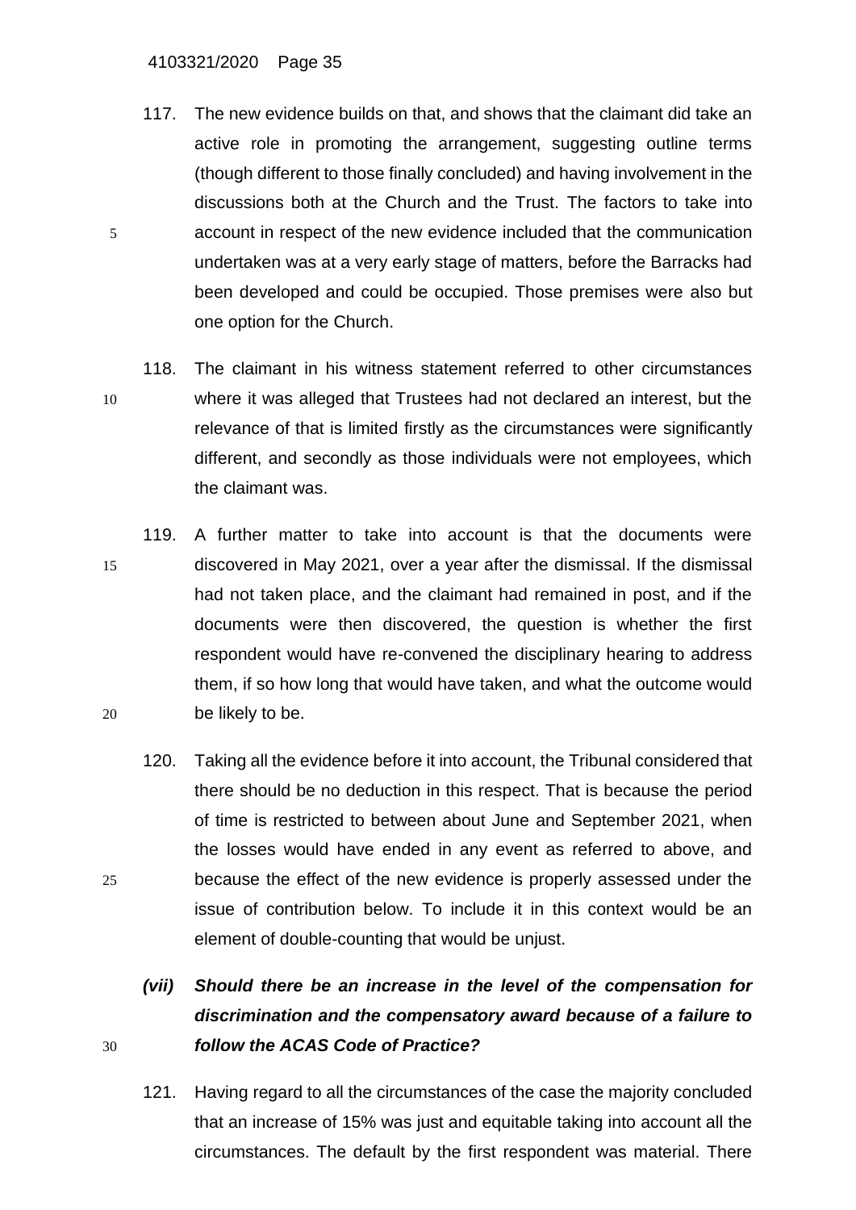117. The new evidence builds on that, and shows that the claimant did take an active role in promoting the arrangement, suggesting outline terms (though different to those finally concluded) and having involvement in the discussions both at the Church and the Trust. The factors to take into account in respect of the new evidence included that the communication undertaken was at a very early stage of matters, before the Barracks had been developed and could be occupied. Those premises were also but one option for the Church.

118. The claimant in his witness statement referred to other circumstances where it was alleged that Trustees had not declared an interest, but the relevance of that is limited firstly as the circumstances were significantly different, and secondly as those individuals were not employees, which the claimant was.

119. A further matter to take into account is that the documents were discovered in May 2021, over a year after the dismissal. If the dismissal had not taken place, and the claimant had remained in post, and if the documents were then discovered, the question is whether the first respondent would have re-convened the disciplinary hearing to address them, if so how long that would have taken, and what the outcome would be likely to be.

120. Taking all the evidence before it into account, the Tribunal considered that there should be no deduction in this respect. That is because the period of time is restricted to between about June and September 2021, when the losses would have ended in any event as referred to above, and because the effect of the new evidence is properly assessed under the issue of contribution below. To include it in this context would be an element of double-counting that would be unjust.

***(vii) Should there be an increase in the level of the compensation for discrimination and the compensatory award because of a failure to follow the ACAS Code of Practice?***

121. Having regard to all the circumstances of the case the majority concluded that an increase of 15% was just and equitable taking into account all the circumstances. The default by the first respondent was material. There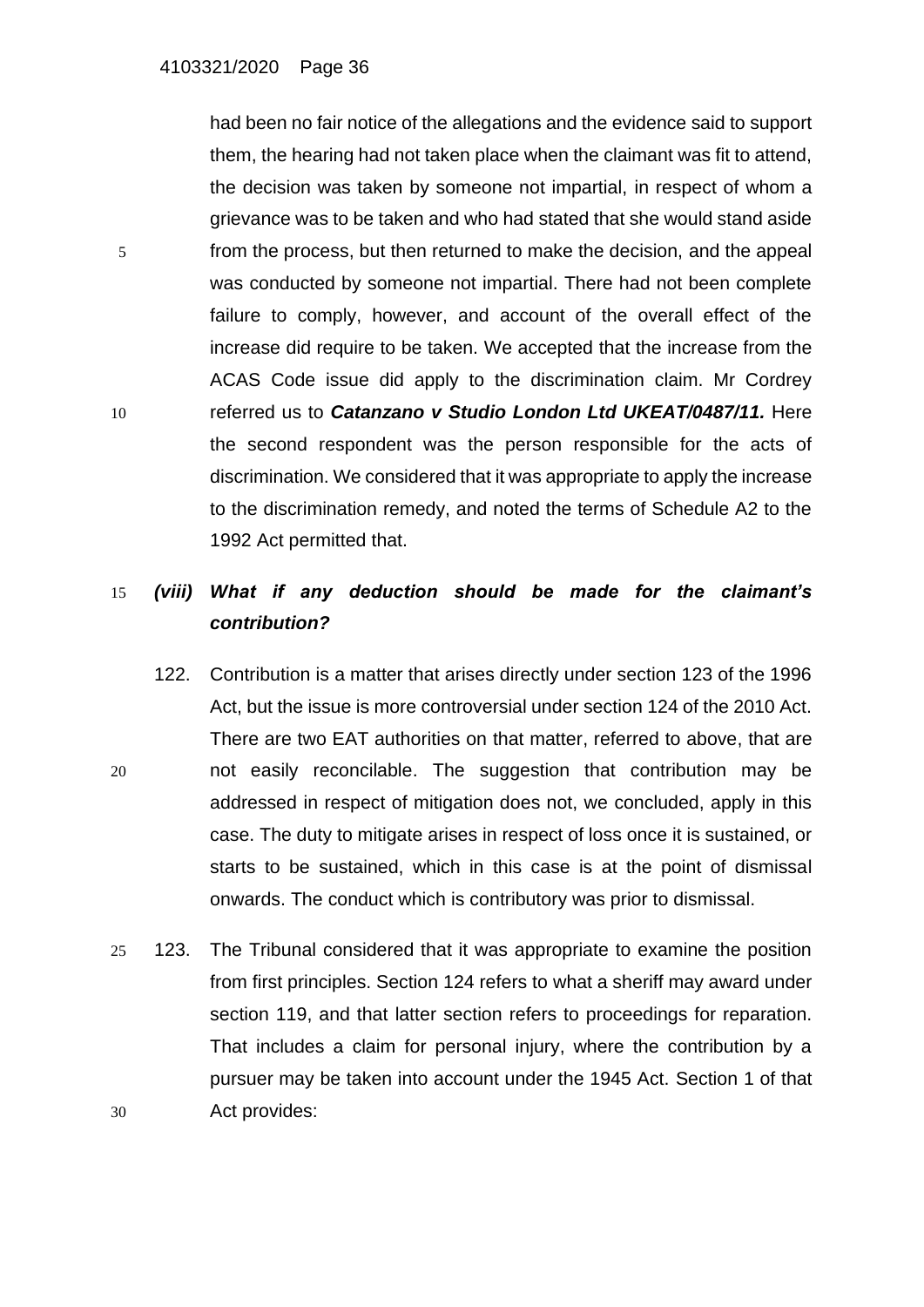had been no fair notice of the allegations and the evidence said to support them, the hearing had not taken place when the claimant was fit to attend, the decision was taken by someone not impartial, in respect of whom a grievance was to be taken and who had stated that she would stand aside from the process, but then returned to make the decision, and the appeal was conducted by someone not impartial. There had not been complete failure to comply, however, and account of the overall effect of the increase did require to be taken. We accepted that the increase from the ACAS Code issue did apply to the discrimination claim. Mr Cordrey referred us to ***Catanzano v Studio London Ltd UKEAT/0487/11.*** Here the second respondent was the person responsible for the acts of discrimination. We considered that it was appropriate to apply the increase to the discrimination remedy, and noted the terms of Schedule A2 to the 1992 Act permitted that.

### *(viii) What if any deduction should be made for the claimant's contribution?*

122. Contribution is a matter that arises directly under section 123 of the 1996 Act, but the issue is more controversial under section 124 of the 2010 Act. There are two EAT authorities on that matter, referred to above, that are not easily reconcilable. The suggestion that contribution may be addressed in respect of mitigation does not, we concluded, apply in this case. The duty to mitigate arises in respect of loss once it is sustained, or starts to be sustained, which in this case is at the point of dismissal onwards. The conduct which is contributory was prior to dismissal.

123. The Tribunal considered that it was appropriate to examine the position from first principles. Section 124 refers to what a sheriff may award under section 119, and that latter section refers to proceedings for reparation. That includes a claim for personal injury, where the contribution by a pursuer may be taken into account under the 1945 Act. Section 1 of that Act provides: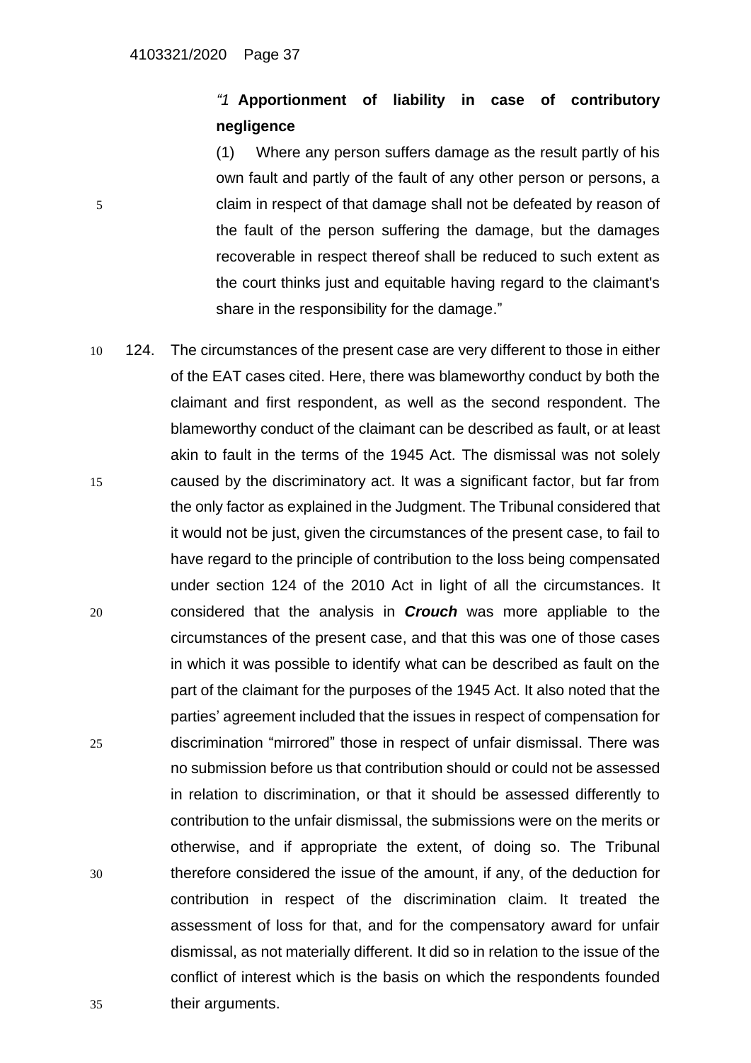*"1* **Apportionment of liability in case of contributory negligence**

(1) Where any person suffers damage as the result partly of his own fault and partly of the fault of any other person or persons, a claim in respect of that damage shall not be defeated by reason of the fault of the person suffering the damage, but the damages recoverable in respect thereof shall be reduced to such extent as the court thinks just and equitable having regard to the claimant's share in the responsibility for the damage."

124. The circumstances of the present case are very different to those in either of the EAT cases cited. Here, there was blameworthy conduct by both the claimant and first respondent, as well as the second respondent. The blameworthy conduct of the claimant can be described as fault, or at least akin to fault in the terms of the 1945 Act. The dismissal was not solely caused by the discriminatory act. It was a significant factor, but far from the only factor as explained in the Judgment. The Tribunal considered that it would not be just, given the circumstances of the present case, to fail to have regard to the principle of contribution to the loss being compensated under section 124 of the 2010 Act in light of all the circumstances. It considered that the analysis in ***Crouch*** was more appliable to the circumstances of the present case, and that this was one of those cases in which it was possible to identify what can be described as fault on the part of the claimant for the purposes of the 1945 Act. It also noted that the parties' agreement included that the issues in respect of compensation for discrimination "mirrored" those in respect of unfair dismissal. There was no submission before us that contribution should or could not be assessed in relation to discrimination, or that it should be assessed differently to contribution to the unfair dismissal, the submissions were on the merits or otherwise, and if appropriate the extent, of doing so. The Tribunal therefore considered the issue of the amount, if any, of the deduction for contribution in respect of the discrimination claim. It treated the assessment of loss for that, and for the compensatory award for unfair dismissal, as not materially different. It did so in relation to the issue of the conflict of interest which is the basis on which the respondents founded their arguments.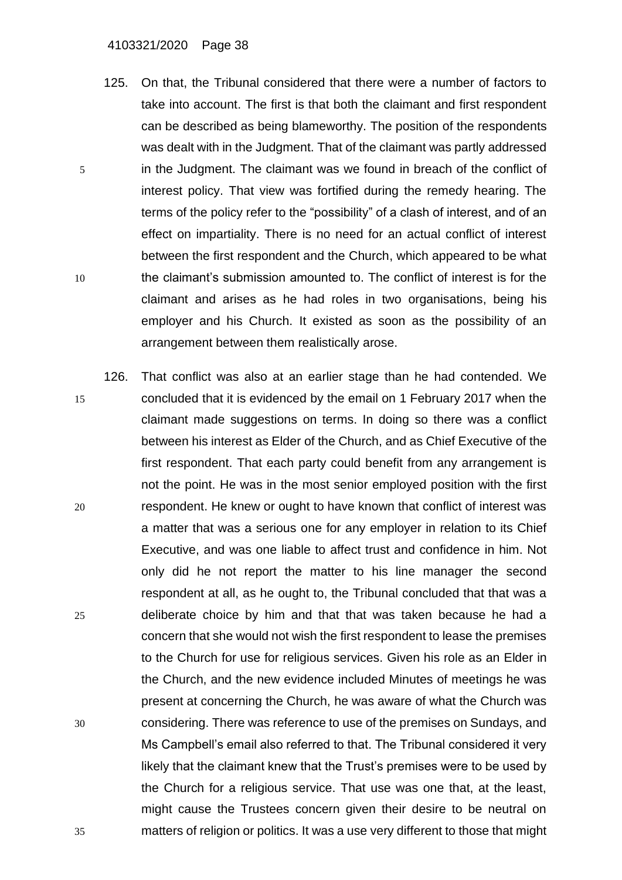125. On that, the Tribunal considered that there were a number of factors to take into account. The first is that both the claimant and first respondent can be described as being blameworthy. The position of the respondents was dealt with in the Judgment. That of the claimant was partly addressed in the Judgment. The claimant was we found in breach of the conflict of interest policy. That view was fortified during the remedy hearing. The terms of the policy refer to the "possibility" of a clash of interest, and of an effect on impartiality. There is no need for an actual conflict of interest between the first respondent and the Church, which appeared to be what the claimant's submission amounted to. The conflict of interest is for the claimant and arises as he had roles in two organisations, being his employer and his Church. It existed as soon as the possibility of an arrangement between them realistically arose.

126. That conflict was also at an earlier stage than he had contended. We concluded that it is evidenced by the email on 1 February 2017 when the claimant made suggestions on terms. In doing so there was a conflict between his interest as Elder of the Church, and as Chief Executive of the first respondent. That each party could benefit from any arrangement is not the point. He was in the most senior employed position with the first respondent. He knew or ought to have known that conflict of interest was a matter that was a serious one for any employer in relation to its Chief Executive, and was one liable to affect trust and confidence in him. Not only did he not report the matter to his line manager the second respondent at all, as he ought to, the Tribunal concluded that that was a deliberate choice by him and that that was taken because he had a concern that she would not wish the first respondent to lease the premises to the Church for use for religious services. Given his role as an Elder in the Church, and the new evidence included Minutes of meetings he was present at concerning the Church, he was aware of what the Church was considering. There was reference to use of the premises on Sundays, and Ms Campbell's email also referred to that. The Tribunal considered it very likely that the claimant knew that the Trust's premises were to be used by the Church for a religious service. That use was one that, at the least, might cause the Trustees concern given their desire to be neutral on matters of religion or politics. It was a use very different to those that might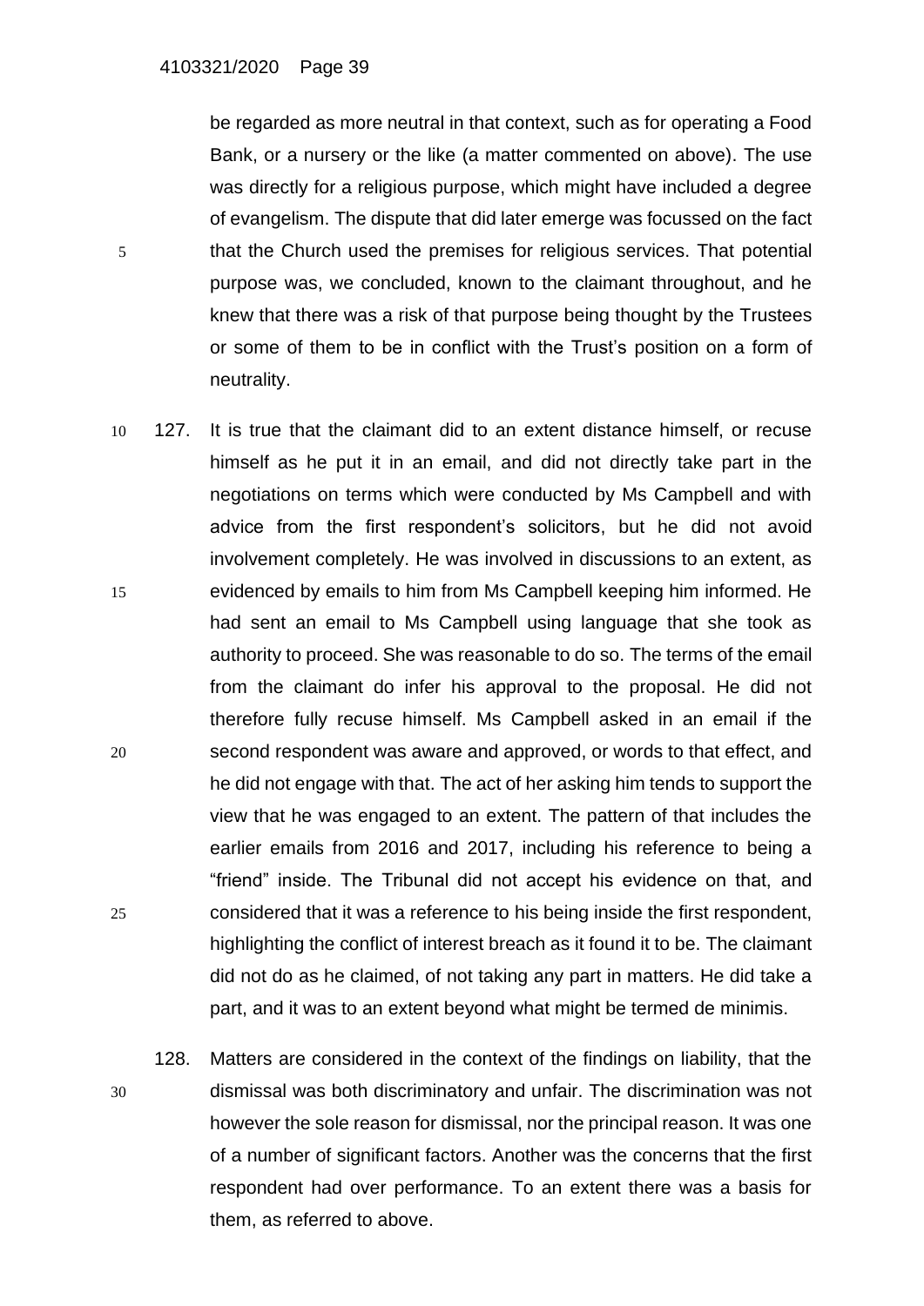be regarded as more neutral in that context, such as for operating a Food Bank, or a nursery or the like (a matter commented on above). The use was directly for a religious purpose, which might have included a degree of evangelism. The dispute that did later emerge was focussed on the fact that the Church used the premises for religious services. That potential purpose was, we concluded, known to the claimant throughout, and he knew that there was a risk of that purpose being thought by the Trustees or some of them to be in conflict with the Trust's position on a form of neutrality.

127. It is true that the claimant did to an extent distance himself, or recuse himself as he put it in an email, and did not directly take part in the negotiations on terms which were conducted by Ms Campbell and with advice from the first respondent's solicitors, but he did not avoid involvement completely. He was involved in discussions to an extent, as evidenced by emails to him from Ms Campbell keeping him informed. He had sent an email to Ms Campbell using language that she took as authority to proceed. She was reasonable to do so. The terms of the email from the claimant do infer his approval to the proposal. He did not therefore fully recuse himself. Ms Campbell asked in an email if the second respondent was aware and approved, or words to that effect, and he did not engage with that. The act of her asking him tends to support the view that he was engaged to an extent. The pattern of that includes the earlier emails from 2016 and 2017, including his reference to being a "friend" inside. The Tribunal did not accept his evidence on that, and considered that it was a reference to his being inside the first respondent, highlighting the conflict of interest breach as it found it to be. The claimant did not do as he claimed, of not taking any part in matters. He did take a part, and it was to an extent beyond what might be termed de minimis.

128. Matters are considered in the context of the findings on liability, that the dismissal was both discriminatory and unfair. The discrimination was not however the sole reason for dismissal, nor the principal reason. It was one of a number of significant factors. Another was the concerns that the first respondent had over performance. To an extent there was a basis for them, as referred to above.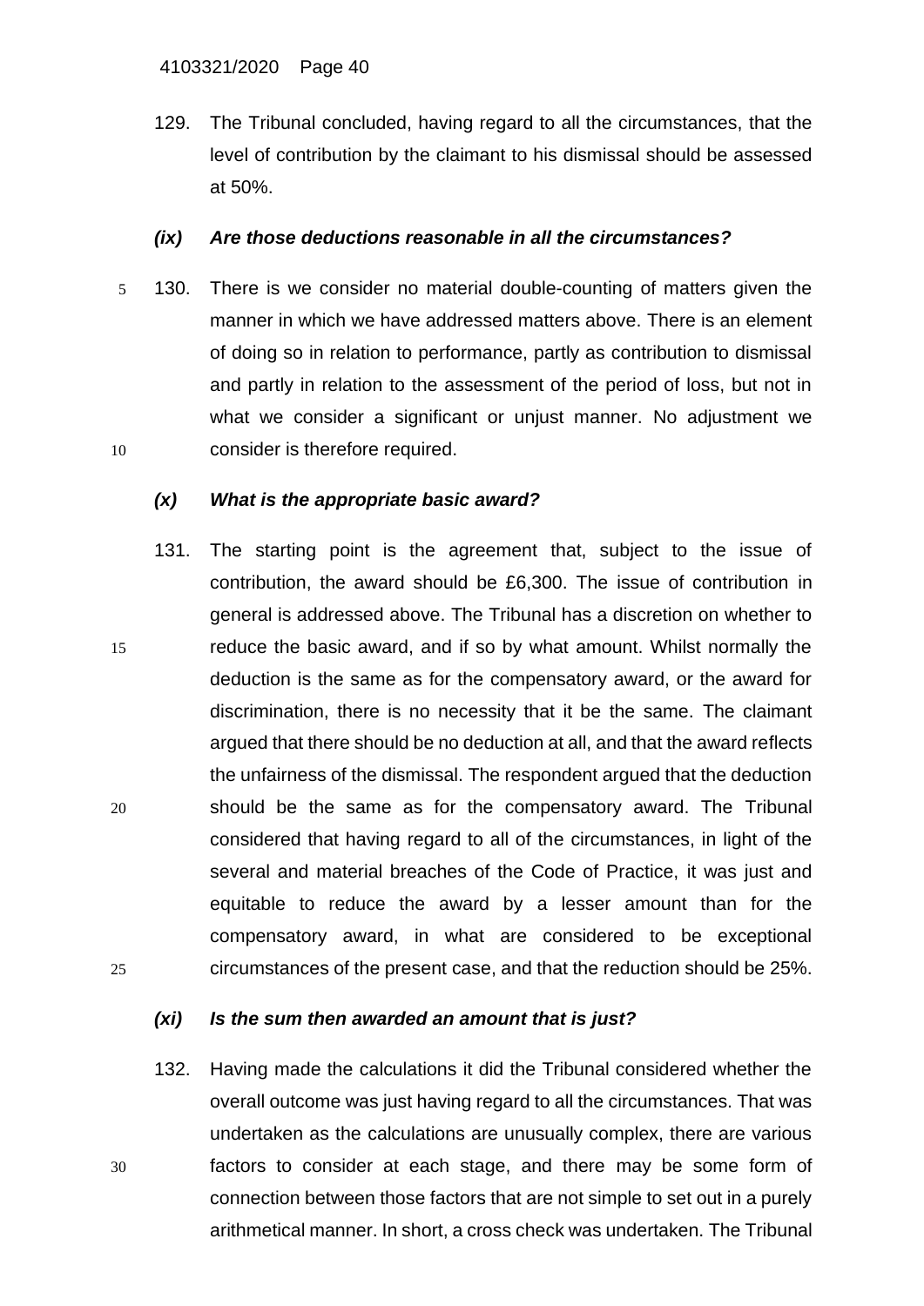129. The Tribunal concluded, having regard to all the circumstances, that the level of contribution by the claimant to his dismissal should be assessed at 50%.

### *(ix) Are those deductions reasonable in all the circumstances?*

130. There is we consider no material double-counting of matters given the manner in which we have addressed matters above. There is an element of doing so in relation to performance, partly as contribution to dismissal and partly in relation to the assessment of the period of loss, but not in what we consider a significant or unjust manner. No adjustment we consider is therefore required.

### *(x) What is the appropriate basic award?*

131. The starting point is the agreement that, subject to the issue of contribution, the award should be £6,300. The issue of contribution in general is addressed above. The Tribunal has a discretion on whether to reduce the basic award, and if so by what amount. Whilst normally the deduction is the same as for the compensatory award, or the award for discrimination, there is no necessity that it be the same. The claimant argued that there should be no deduction at all, and that the award reflects the unfairness of the dismissal. The respondent argued that the deduction should be the same as for the compensatory award. The Tribunal considered that having regard to all of the circumstances, in light of the several and material breaches of the Code of Practice, it was just and equitable to reduce the award by a lesser amount than for the compensatory award, in what are considered to be exceptional circumstances of the present case, and that the reduction should be 25%.

### *(xi) Is the sum then awarded an amount that is just?*

132. Having made the calculations it did the Tribunal considered whether the overall outcome was just having regard to all the circumstances. That was undertaken as the calculations are unusually complex, there are various factors to consider at each stage, and there may be some form of connection between those factors that are not simple to set out in a purely arithmetical manner. In short, a cross check was undertaken. The Tribunal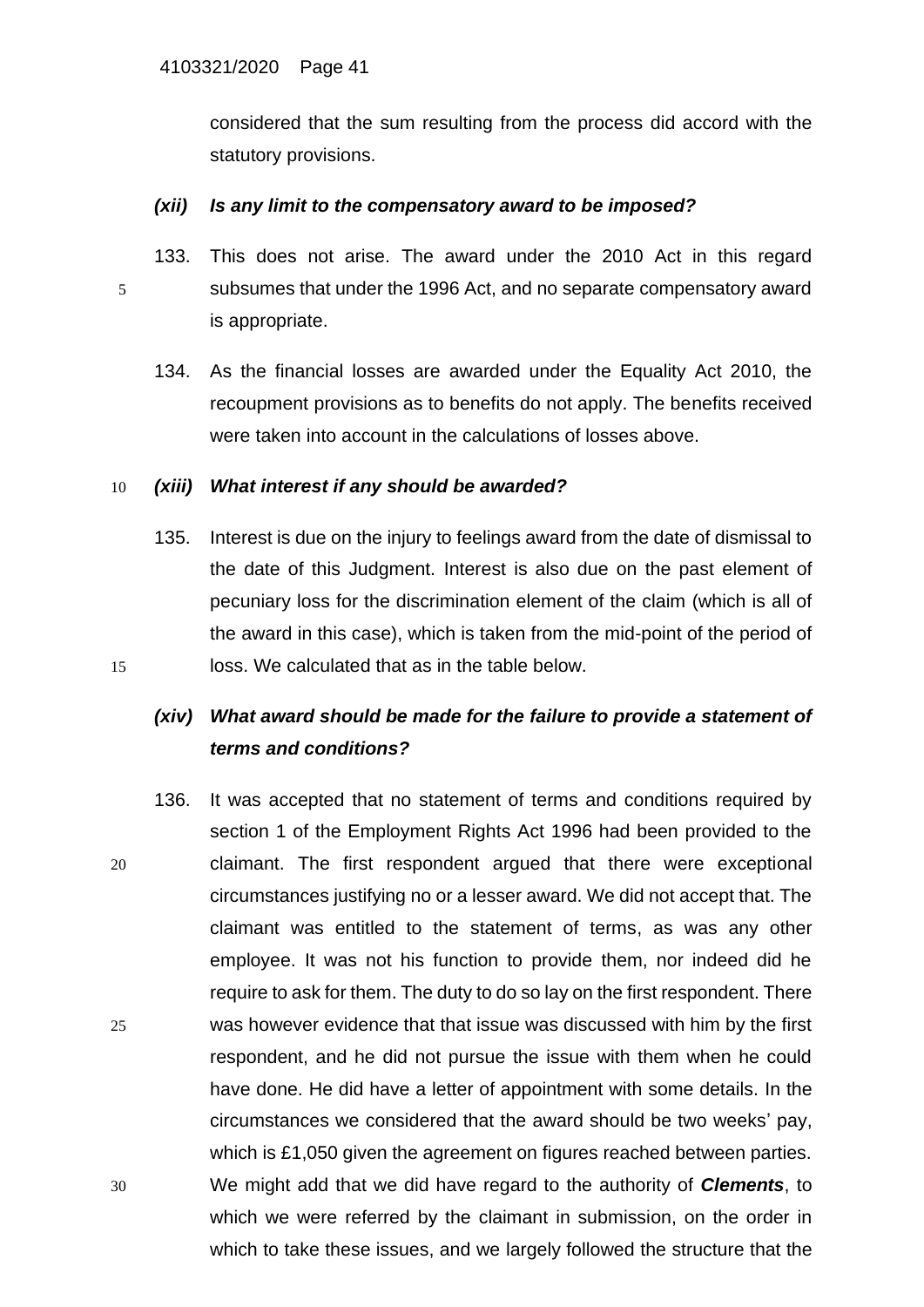considered that the sum resulting from the process did accord with the statutory provisions.

### *(xii) Is any limit to the compensatory award to be imposed?*

133. This does not arise. The award under the 2010 Act in this regard subsumes that under the 1996 Act, and no separate compensatory award is appropriate.

134. As the financial losses are awarded under the Equality Act 2010, the recoupment provisions as to benefits do not apply. The benefits received were taken into account in the calculations of losses above.

### *(xiii) What interest if any should be awarded?*

135. Interest is due on the injury to feelings award from the date of dismissal to the date of this Judgment. Interest is also due on the past element of pecuniary loss for the discrimination element of the claim (which is all of the award in this case), which is taken from the mid-point of the period of loss. We calculated that as in the table below.

### *(xiv) What award should be made for the failure to provide a statement of terms and conditions?*

136. It was accepted that no statement of terms and conditions required by section 1 of the Employment Rights Act 1996 had been provided to the claimant. The first respondent argued that there were exceptional circumstances justifying no or a lesser award. We did not accept that. The claimant was entitled to the statement of terms, as was any other employee. It was not his function to provide them, nor indeed did he require to ask for them. The duty to do so lay on the first respondent. There was however evidence that that issue was discussed with him by the first respondent, and he did not pursue the issue with them when he could have done. He did have a letter of appointment with some details. In the circumstances we considered that the award should be two weeks' pay, which is £1,050 given the agreement on figures reached between parties. We might add that we did have regard to the authority of ***Clements***, to which we were referred by the claimant in submission, on the order in which to take these issues, and we largely followed the structure that the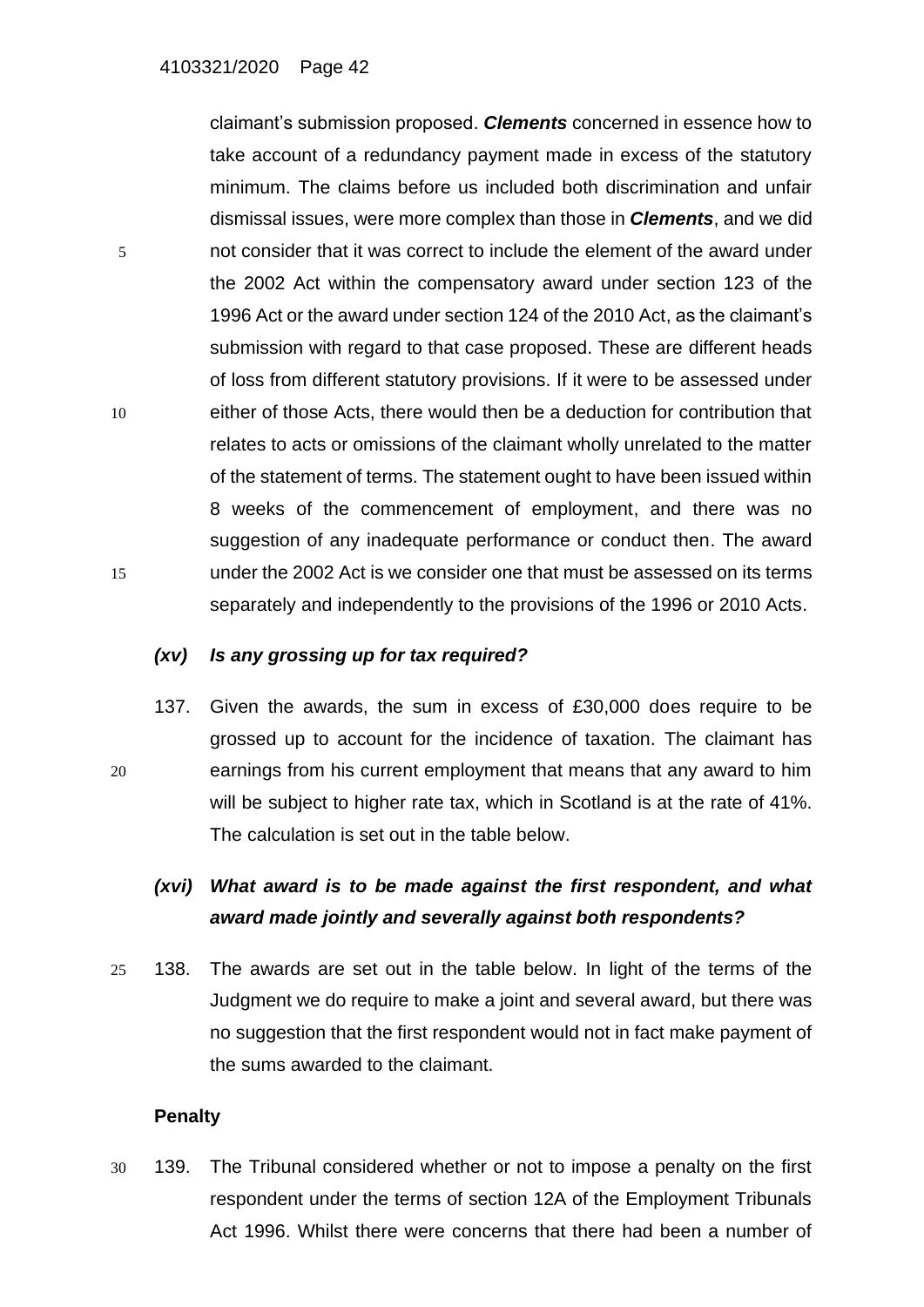claimant's submission proposed. ***Clements*** concerned in essence how to take account of a redundancy payment made in excess of the statutory minimum. The claims before us included both discrimination and unfair dismissal issues, were more complex than those in ***Clements***, and we did not consider that it was correct to include the element of the award under the 2002 Act within the compensatory award under section 123 of the 1996 Act or the award under section 124 of the 2010 Act, as the claimant's submission with regard to that case proposed. These are different heads of loss from different statutory provisions. If it were to be assessed under either of those Acts, there would then be a deduction for contribution that relates to acts or omissions of the claimant wholly unrelated to the matter of the statement of terms. The statement ought to have been issued within 8 weeks of the commencement of employment, and there was no suggestion of any inadequate performance or conduct then. The award under the 2002 Act is we consider one that must be assessed on its terms separately and independently to the provisions of the 1996 or 2010 Acts.

### *(xv) Is any grossing up for tax required?*

137. Given the awards, the sum in excess of £30,000 does require to be grossed up to account for the incidence of taxation. The claimant has earnings from his current employment that means that any award to him will be subject to higher rate tax, which in Scotland is at the rate of 41%. The calculation is set out in the table below.

### *(xvi) What award is to be made against the first respondent, and what award made jointly and severally against both respondents?*

138. The awards are set out in the table below. In light of the terms of the Judgment we do require to make a joint and several award, but there was no suggestion that the first respondent would not in fact make payment of the sums awarded to the claimant.

## Penalty

139. The Tribunal considered whether or not to impose a penalty on the first respondent under the terms of section 12A of the Employment Tribunals Act 1996. Whilst there were concerns that there had been a number of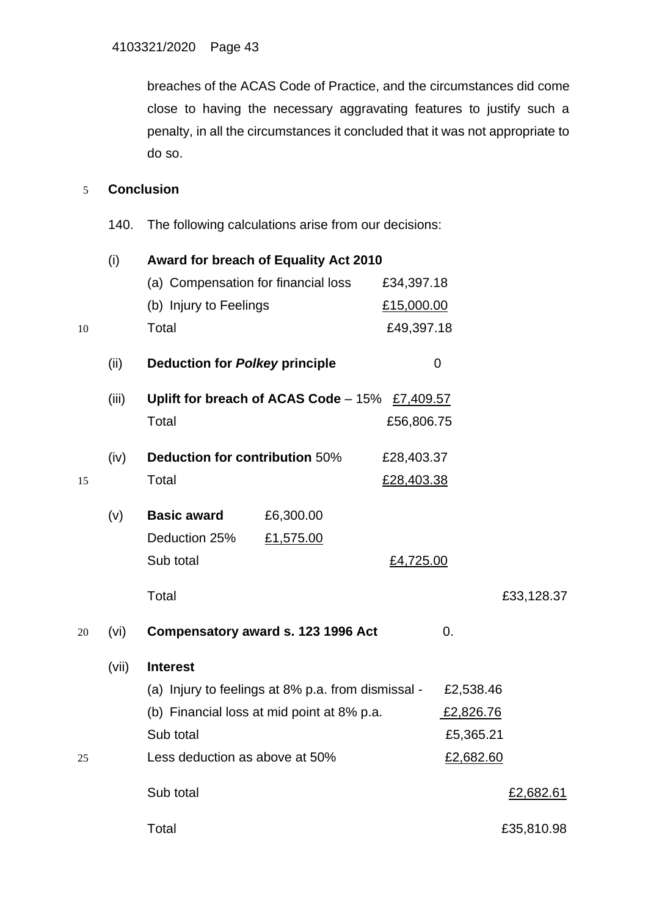breaches of the ACAS Code of Practice, and the circumstances did come close to having the necessary aggravating features to justify such a penalty, in all the circumstances it concluded that it was not appropriate to do so.

## Conclusion

140. The following calculations arise from our decisions:

| | | | | |
|---|---|---|---|---|
| (i) | **Award for breach of Equality Act 2010** | | | |
| | (a) Compensation for financial loss | £34,397.18 | | |
| | (b) Injury to Feelings | £15,000.00 | | |
| | Total | £49,397.18 | | |
| (ii) | **Deduction for *Polkey* principle** | 0 | | |
| (iii) | **Uplift for breach of ACAS Code** – 15% | £7,409.57 | | |
| | Total | £56,806.75 | | |
| (iv) | **Deduction for contribution** 50% | £28,403.37 | | |
| | Total | £28,403.38 | | |
| (v) | **Basic award** £6,300.00 | | | |
| | Deduction 25% £1,575.00 | | | |
| | Sub total | £4,725.00 | | |
| | Total | | | £33,128.37 |
| (vi) | **Compensatory award s. 123 1996 Act** | | 0. | |
| (vii) | **Interest** | | | |
| | (a) Injury to feelings at 8% p.a. from dismissal - | | £2,538.46 | |
| | (b) Financial loss at mid point at 8% p.a. | | £2,826.76 | |
| | Sub total | | £5,365.21 | |
| | Less deduction as above at 50% | | £2,682.60 | |
| | Sub total | | | £2,682.61 |
| | Total | | | £35,810.98 |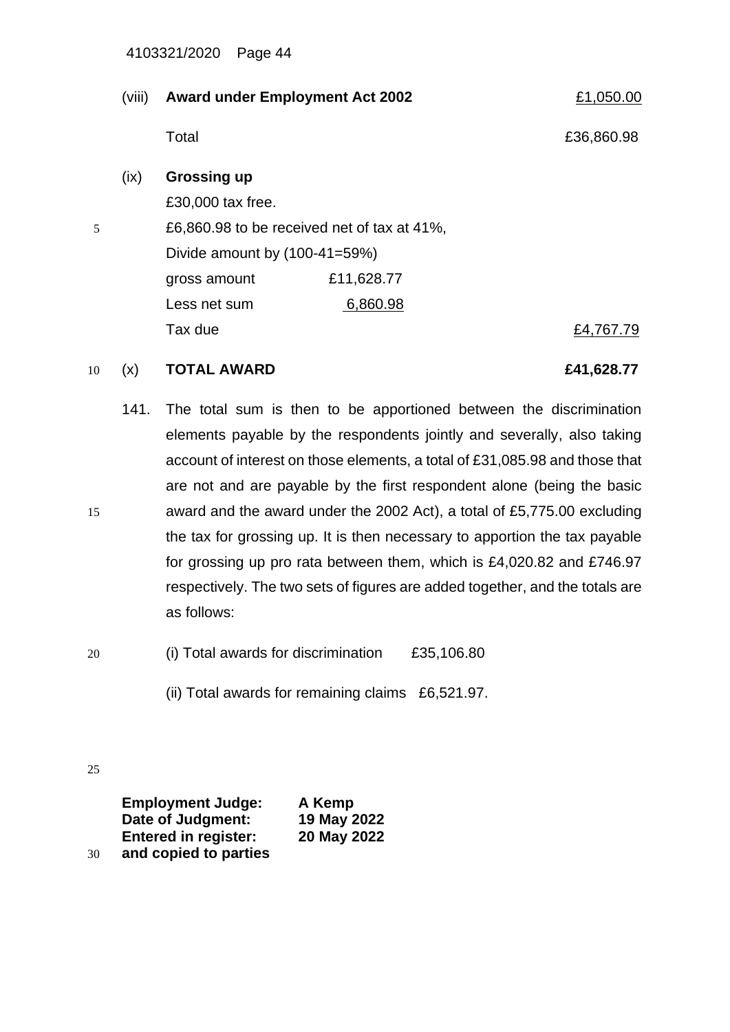(viii) **Award under Employment Act 2002** £1,050.00

Total £36,860.98

(ix) **Grossing up**

£30,000 tax free.

£6,860.98 to be received net of tax at 41%,

Divide amount by (100-41=59%)

| | | |
|---|---|---|
| gross amount | £11,628.77 | |
| Less net sum | 6,860.98 | |
| Tax due | | £4,767.79 |

(x) **TOTAL AWARD** **£41,628.77**

141. The total sum is then to be apportioned between the discrimination elements payable by the respondents jointly and severally, also taking account of interest on those elements, a total of £31,085.98 and those that are not and are payable by the first respondent alone (being the basic award and the award under the 2002 Act), a total of £5,775.00 excluding the tax for grossing up. It is then necessary to apportion the tax payable for grossing up pro rata between them, which is £4,020.82 and £746.97 respectively. The two sets of figures are added together, and the totals are as follows:

(i) Total awards for discrimination £35,106.80

(ii) Total awards for remaining claims £6,521.97.

**Employment Judge:** **A Kemp**
**Date of Judgment:** **19 May 2022**
**Entered in register:** **20 May 2022**
**and copied to parties**